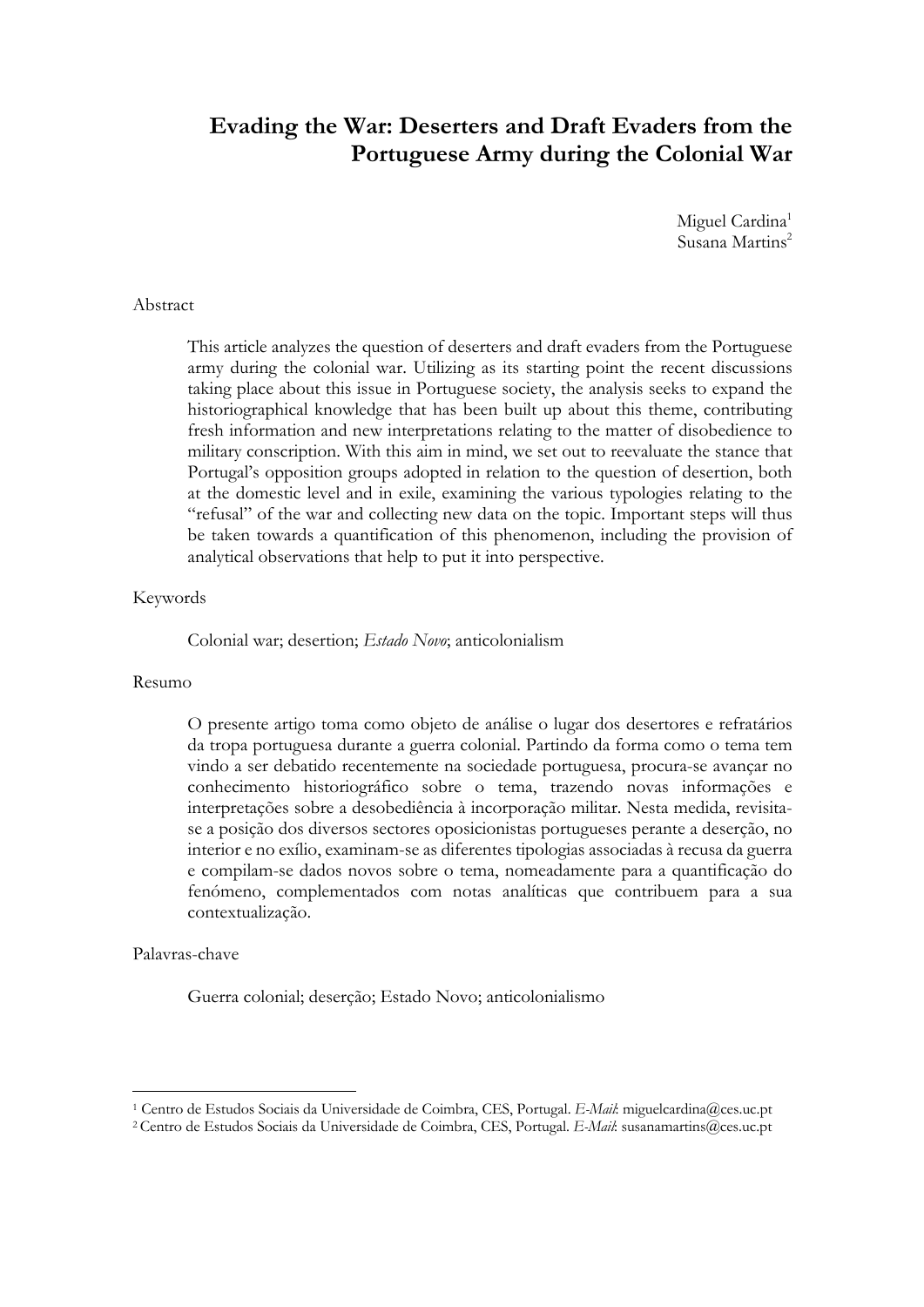# Evading the War: Deserters and Draft Evaders from the Portuguese Army during the Colonial War

Miguel Cardina[1]
Susana Martins[2]

Abstract

This article analyzes the question of deserters and draft evaders from the Portuguese army during the colonial war. Utilizing as its starting point the recent discussions taking place about this issue in Portuguese society, the analysis seeks to expand the historiographical knowledge that has been built up about this theme, contributing fresh information and new interpretations relating to the matter of disobedience to military conscription. With this aim in mind, we set out to reevaluate the stance that Portugal's opposition groups adopted in relation to the question of desertion, both at the domestic level and in exile, examining the various typologies relating to the "refusal" of the war and collecting new data on the topic. Important steps will thus be taken towards a quantification of this phenomenon, including the provision of analytical observations that help to put it into perspective.

Keywords

Colonial war; desertion; *Estado Novo*; anticolonialism

Resumo

O presente artigo toma como objeto de análise o lugar dos desertores e refratários da tropa portuguesa durante a guerra colonial. Partindo da forma como o tema tem vindo a ser debatido recentemente na sociedade portuguesa, procura-se avançar no conhecimento historiográfico sobre o tema, trazendo novas informações e interpretações sobre a desobediência à incorporação militar. Nesta medida, revisita-se a posição dos diversos sectores oposicionistas portugueses perante a deserção, no interior e no exílio, examinam-se as diferentes tipologias associadas à recusa da guerra e compilam-se dados novos sobre o tema, nomeadamente para a quantificação do fenómeno, complementados com notas analíticas que contribuem para a sua contextualização.

Palavras-chave

Guerra colonial; deserção; Estado Novo; anticolonialismo

---

[1] Centro de Estudos Sociais da Universidade de Coimbra, CES, Portugal. *E-Mail*: miguelcardina@ces.uc.pt

[2] Centro de Estudos Sociais da Universidade de Coimbra, CES, Portugal. *E-Mail*: susanamartins@ces.uc.pt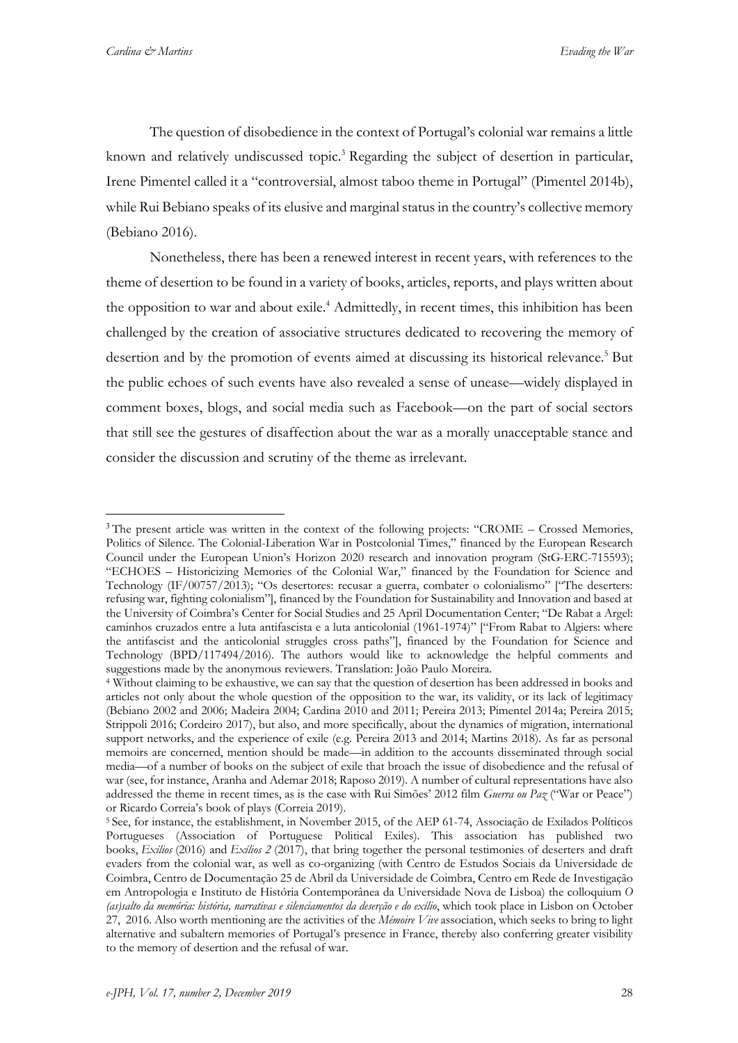The question of disobedience in the context of Portugal's colonial war remains a little known and relatively undiscussed topic.[3] Regarding the subject of desertion in particular, Irene Pimentel called it a "controversial, almost taboo theme in Portugal" (Pimentel 2014b), while Rui Bebiano speaks of its elusive and marginal status in the country's collective memory (Bebiano 2016).

Nonetheless, there has been a renewed interest in recent years, with references to the theme of desertion to be found in a variety of books, articles, reports, and plays written about the opposition to war and about exile.[4] Admittedly, in recent times, this inhibition has been challenged by the creation of associative structures dedicated to recovering the memory of desertion and by the promotion of events aimed at discussing its historical relevance.[5] But the public echoes of such events have also revealed a sense of unease—widely displayed in comment boxes, blogs, and social media such as Facebook—on the part of social sectors that still see the gestures of disaffection about the war as a morally unacceptable stance and consider the discussion and scrutiny of the theme as irrelevant.

---

[3] The present article was written in the context of the following projects: "CROME – Crossed Memories, Politics of Silence. The Colonial-Liberation War in Postcolonial Times," financed by the European Research Council under the European Union's Horizon 2020 research and innovation program (StG-ERC-715593); "ECHOES – Historicizing Memories of the Colonial War," financed by the Foundation for Science and Technology (IF/00757/2013); "Os desertores: recusar a guerra, combater o colonialismo" ["The deserters: refusing war, fighting colonialism"], financed by the Foundation for Sustainability and Innovation and based at the University of Coimbra's Center for Social Studies and 25 April Documentation Center; "De Rabat a Argel: caminhos cruzados entre a luta antifascista e a luta anticolonial (1961-1974)" ["From Rabat to Algiers: where the antifascist and the anticolonial struggles cross paths"], financed by the Foundation for Science and Technology (BPD/117494/2016). The authors would like to acknowledge the helpful comments and suggestions made by the anonymous reviewers. Translation: João Paulo Moreira.

[4] Without claiming to be exhaustive, we can say that the question of desertion has been addressed in books and articles not only about the whole question of the opposition to the war, its validity, or its lack of legitimacy (Bebiano 2002 and 2006; Madeira 2004; Cardina 2010 and 2011; Pereira 2013; Pimentel 2014a; Pereira 2015; Strippoli 2016; Cordeiro 2017), but also, and more specifically, about the dynamics of migration, international support networks, and the experience of exile (e.g. Pereira 2013 and 2014; Martins 2018). As far as personal memoirs are concerned, mention should be made—in addition to the accounts disseminated through social media—of a number of books on the subject of exile that broach the issue of disobedience and the refusal of war (see, for instance, Aranha and Ademar 2018; Raposo 2019). A number of cultural representations have also addressed the theme in recent times, as is the case with Rui Simões' 2012 film *Guerra ou Paz* ("War or Peace") or Ricardo Correia's book of plays (Correia 2019).

[5] See, for instance, the establishment, in November 2015, of the AEP 61-74, Associação de Exilados Políticos Portugueses (Association of Portuguese Political Exiles). This association has published two books, *Exílios* (2016) and *Exílios 2* (2017), that bring together the personal testimonies of deserters and draft evaders from the colonial war, as well as co-organizing (with Centro de Estudos Sociais da Universidade de Coimbra, Centro de Documentação 25 de Abril da Universidade de Coimbra, Centro em Rede de Investigação em Antropologia e Instituto de História Contemporânea da Universidade Nova de Lisboa) the colloquium *O (as)salto da memória: história, narrativas e silenciamentos da deserção e do exílio*, which took place in Lisbon on October 27, 2016. Also worth mentioning are the activities of the *Mémoire Vive* association, which seeks to bring to light alternative and subaltern memories of Portugal's presence in France, thereby also conferring greater visibility to the memory of desertion and the refusal of war.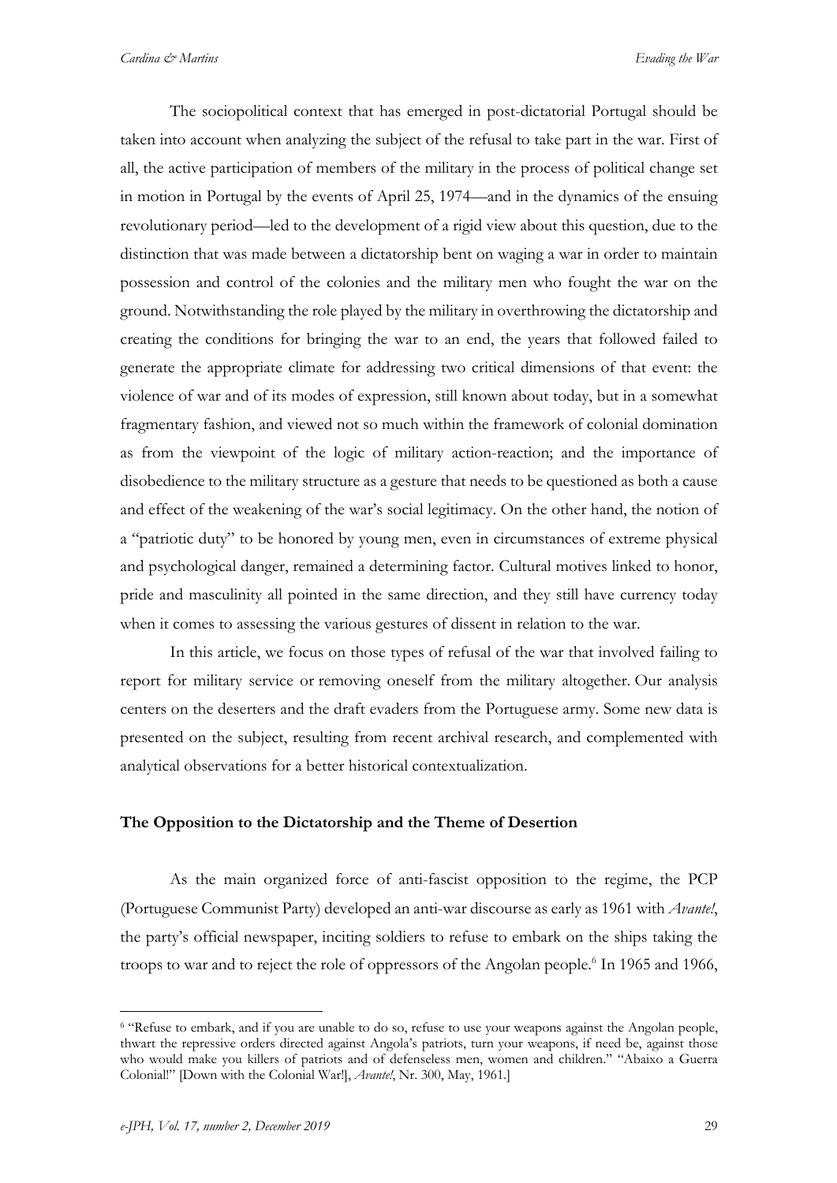The sociopolitical context that has emerged in post-dictatorial Portugal should be taken into account when analyzing the subject of the refusal to take part in the war. First of all, the active participation of members of the military in the process of political change set in motion in Portugal by the events of April 25, 1974—and in the dynamics of the ensuing revolutionary period—led to the development of a rigid view about this question, due to the distinction that was made between a dictatorship bent on waging a war in order to maintain possession and control of the colonies and the military men who fought the war on the ground. Notwithstanding the role played by the military in overthrowing the dictatorship and creating the conditions for bringing the war to an end, the years that followed failed to generate the appropriate climate for addressing two critical dimensions of that event: the violence of war and of its modes of expression, still known about today, but in a somewhat fragmentary fashion, and viewed not so much within the framework of colonial domination as from the viewpoint of the logic of military action-reaction; and the importance of disobedience to the military structure as a gesture that needs to be questioned as both a cause and effect of the weakening of the war's social legitimacy. On the other hand, the notion of a "patriotic duty" to be honored by young men, even in circumstances of extreme physical and psychological danger, remained a determining factor. Cultural motives linked to honor, pride and masculinity all pointed in the same direction, and they still have currency today when it comes to assessing the various gestures of dissent in relation to the war.

In this article, we focus on those types of refusal of the war that involved failing to report for military service or removing oneself from the military altogether. Our analysis centers on the deserters and the draft evaders from the Portuguese army. Some new data is presented on the subject, resulting from recent archival research, and complemented with analytical observations for a better historical contextualization.

## The Opposition to the Dictatorship and the Theme of Desertion

As the main organized force of anti-fascist opposition to the regime, the PCP (Portuguese Communist Party) developed an anti-war discourse as early as 1961 with *Avante!*, the party's official newspaper, inciting soldiers to refuse to embark on the ships taking the troops to war and to reject the role of oppressors of the Angolan people.[6] In 1965 and 1966,

---

[6] "Refuse to embark, and if you are unable to do so, refuse to use your weapons against the Angolan people, thwart the repressive orders directed against Angola's patriots, turn your weapons, if need be, against those who would make you killers of patriots and of defenseless men, women and children." "Abaixo a Guerra Colonial!" [Down with the Colonial War!], *Avante!*, Nr. 300, May, 1961.]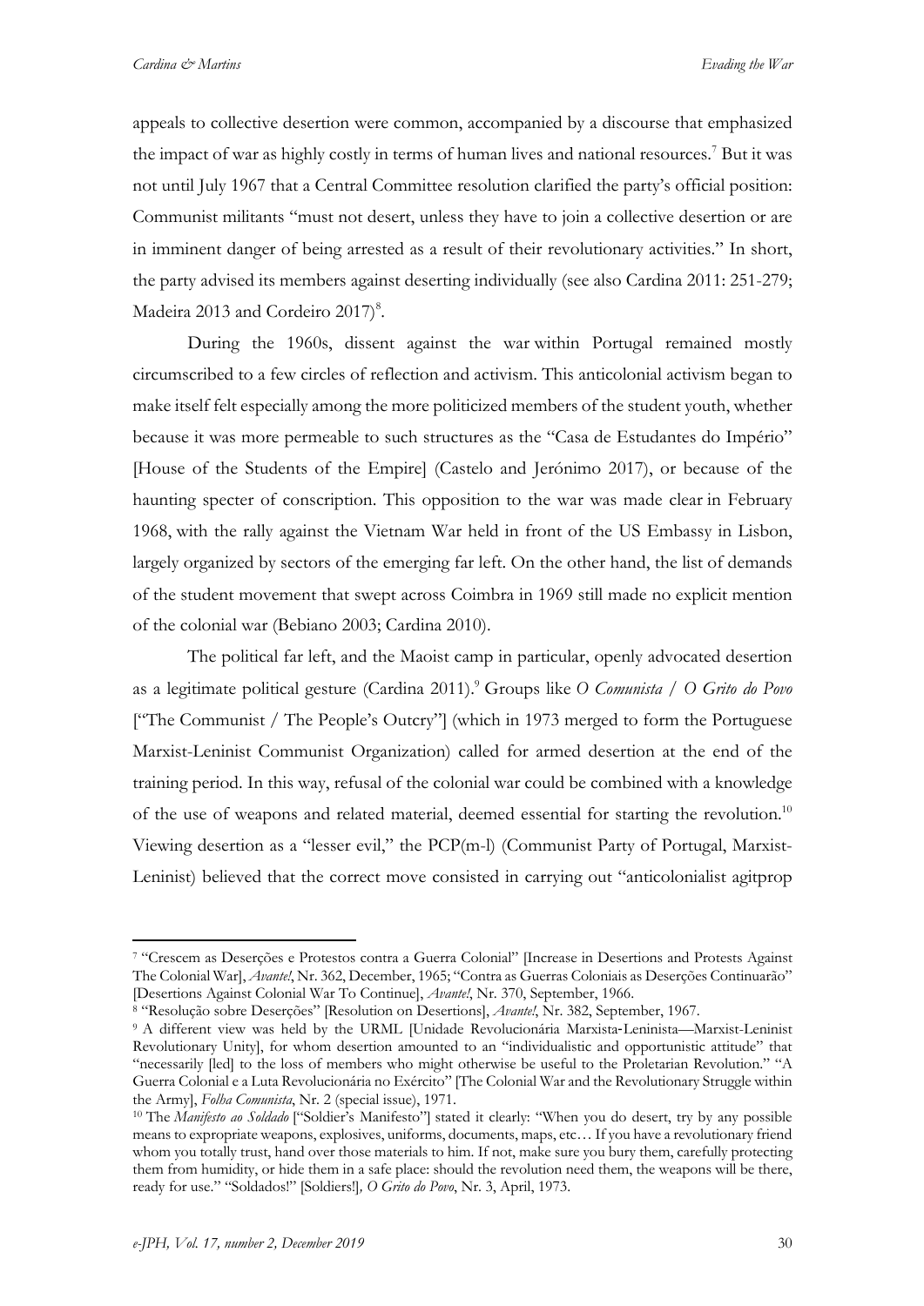appeals to collective desertion were common, accompanied by a discourse that emphasized the impact of war as highly costly in terms of human lives and national resources.[7] But it was not until July 1967 that a Central Committee resolution clarified the party's official position: Communist militants "must not desert, unless they have to join a collective desertion or are in imminent danger of being arrested as a result of their revolutionary activities." In short, the party advised its members against deserting individually (see also Cardina 2011: 251-279; Madeira 2013 and Cordeiro 2017)[8].

During the 1960s, dissent against the war within Portugal remained mostly circumscribed to a few circles of reflection and activism. This anticolonial activism began to make itself felt especially among the more politicized members of the student youth, whether because it was more permeable to such structures as the "Casa de Estudantes do Império" [House of the Students of the Empire] (Castelo and Jerónimo 2017), or because of the haunting specter of conscription. This opposition to the war was made clear in February 1968, with the rally against the Vietnam War held in front of the US Embassy in Lisbon, largely organized by sectors of the emerging far left. On the other hand, the list of demands of the student movement that swept across Coimbra in 1969 still made no explicit mention of the colonial war (Bebiano 2003; Cardina 2010).

The political far left, and the Maoist camp in particular, openly advocated desertion as a legitimate political gesture (Cardina 2011).[9] Groups like *O Comunista / O Grito do Povo* ["The Communist / The People's Outcry"] (which in 1973 merged to form the Portuguese Marxist-Leninist Communist Organization) called for armed desertion at the end of the training period. In this way, refusal of the colonial war could be combined with a knowledge of the use of weapons and related material, deemed essential for starting the revolution.[10] Viewing desertion as a "lesser evil," the PCP(m-l) (Communist Party of Portugal, Marxist-Leninist) believed that the correct move consisted in carrying out "anticolonialist agitprop

---

[7] "Crescem as Deserções e Protestos contra a Guerra Colonial" [Increase in Desertions and Protests Against The Colonial War], *Avante!*, Nr. 362, December, 1965; "Contra as Guerras Coloniais as Deserções Continuarão" [Desertions Against Colonial War To Continue], *Avante!*, Nr. 370, September, 1966.

[8] "Resolução sobre Deserções" [Resolution on Desertions], *Avante!*, Nr. 382, September, 1967.

[9] A different view was held by the URML [Unidade Revolucionária Marxista-Leninista—Marxist-Leninist Revolutionary Unity], for whom desertion amounted to an "individualistic and opportunistic attitude" that "necessarily [led] to the loss of members who might otherwise be useful to the Proletarian Revolution." "A Guerra Colonial e a Luta Revolucionária no Exército" [The Colonial War and the Revolutionary Struggle within the Army], *Folha Comunista*, Nr. 2 (special issue), 1971.

[10] The *Manifesto ao Soldado* ["Soldier's Manifesto"] stated it clearly: "When you do desert, try by any possible means to expropriate weapons, explosives, uniforms, documents, maps, etc… If you have a revolutionary friend whom you totally trust, hand over those materials to him. If not, make sure you bury them, carefully protecting them from humidity, or hide them in a safe place: should the revolution need them, the weapons will be there, ready for use." "Soldados!" [Soldiers!]*, O Grito do Povo*, Nr. 3, April, 1973.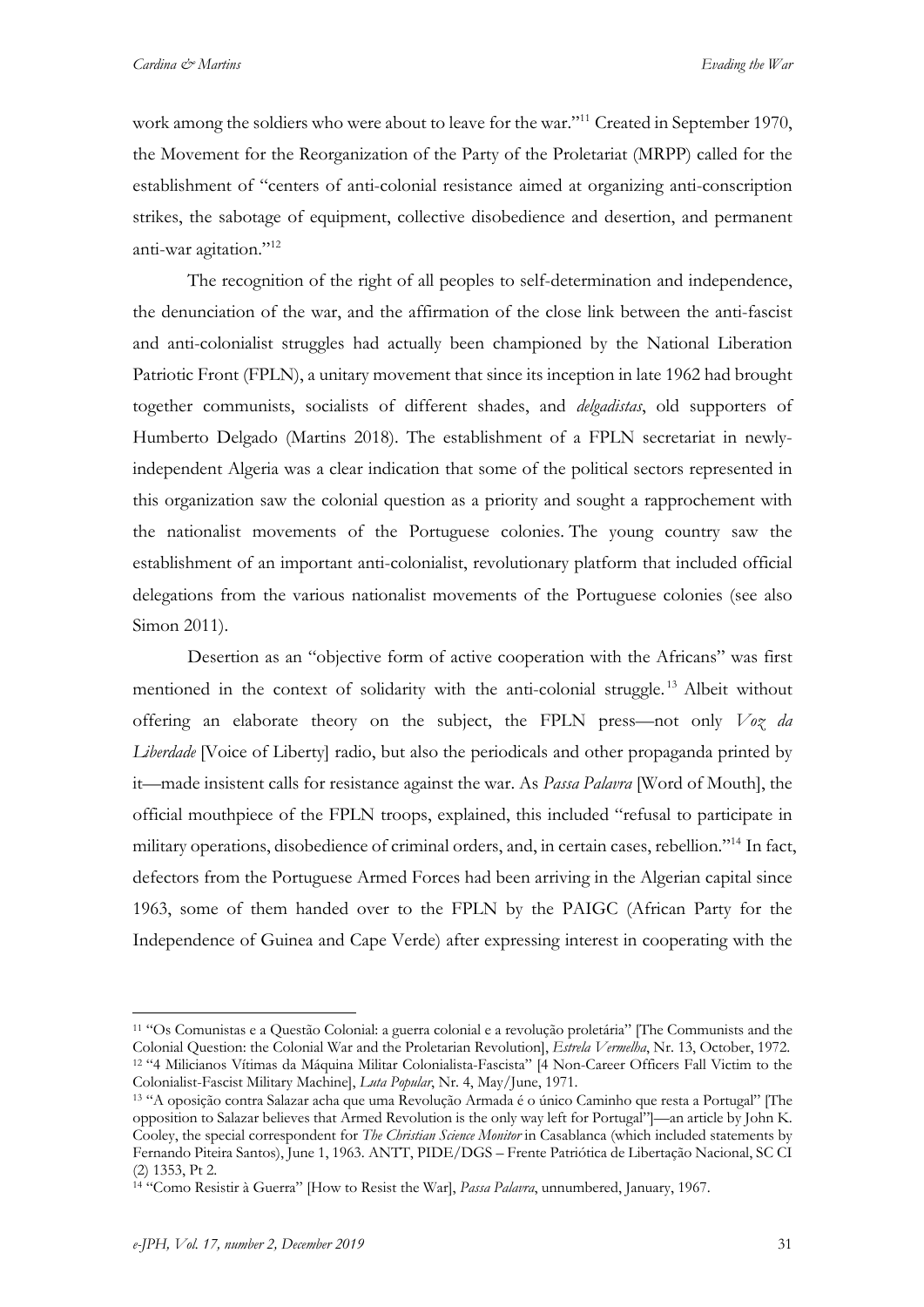work among the soldiers who were about to leave for the war."[11] Created in September 1970, the Movement for the Reorganization of the Party of the Proletariat (MRPP) called for the establishment of "centers of anti-colonial resistance aimed at organizing anti-conscription strikes, the sabotage of equipment, collective disobedience and desertion, and permanent anti-war agitation."[12]

The recognition of the right of all peoples to self-determination and independence, the denunciation of the war, and the affirmation of the close link between the anti-fascist and anti-colonialist struggles had actually been championed by the National Liberation Patriotic Front (FPLN), a unitary movement that since its inception in late 1962 had brought together communists, socialists of different shades, and *delgadistas*, old supporters of Humberto Delgado (Martins 2018). The establishment of a FPLN secretariat in newly-independent Algeria was a clear indication that some of the political sectors represented in this organization saw the colonial question as a priority and sought a rapprochement with the nationalist movements of the Portuguese colonies. The young country saw the establishment of an important anti-colonialist, revolutionary platform that included official delegations from the various nationalist movements of the Portuguese colonies (see also Simon 2011).

Desertion as an "objective form of active cooperation with the Africans" was first mentioned in the context of solidarity with the anti-colonial struggle.[13] Albeit without offering an elaborate theory on the subject, the FPLN press—not only *Voz da Liberdade* [Voice of Liberty] radio, but also the periodicals and other propaganda printed by it—made insistent calls for resistance against the war. As *Passa Palavra* [Word of Mouth], the official mouthpiece of the FPLN troops, explained, this included "refusal to participate in military operations, disobedience of criminal orders, and, in certain cases, rebellion."[14] In fact, defectors from the Portuguese Armed Forces had been arriving in the Algerian capital since 1963, some of them handed over to the FPLN by the PAIGC (African Party for the Independence of Guinea and Cape Verde) after expressing interest in cooperating with the

---

[11] "Os Comunistas e a Questão Colonial: a guerra colonial e a revolução proletária" [The Communists and the Colonial Question: the Colonial War and the Proletarian Revolution], *Estrela Vermelha*, Nr. 13, October, 1972.

[12] "4 Milicianos Vítimas da Máquina Militar Colonialista-Fascista" [4 Non-Career Officers Fall Victim to the Colonialist-Fascist Military Machine], *Luta Popular*, Nr. 4, May/June, 1971.

[13] "A oposição contra Salazar acha que uma Revolução Armada é o único Caminho que resta a Portugal" [The opposition to Salazar believes that Armed Revolution is the only way left for Portugal"]—an article by John K. Cooley, the special correspondent for *The Christian Science Monitor* in Casablanca (which included statements by Fernando Piteira Santos), June 1, 1963. ANTT, PIDE/DGS – Frente Patriótica de Libertação Nacional, SC CI (2) 1353, Pt 2.

[14] "Como Resistir à Guerra" [How to Resist the War], *Passa Palavra*, unnumbered, January, 1967.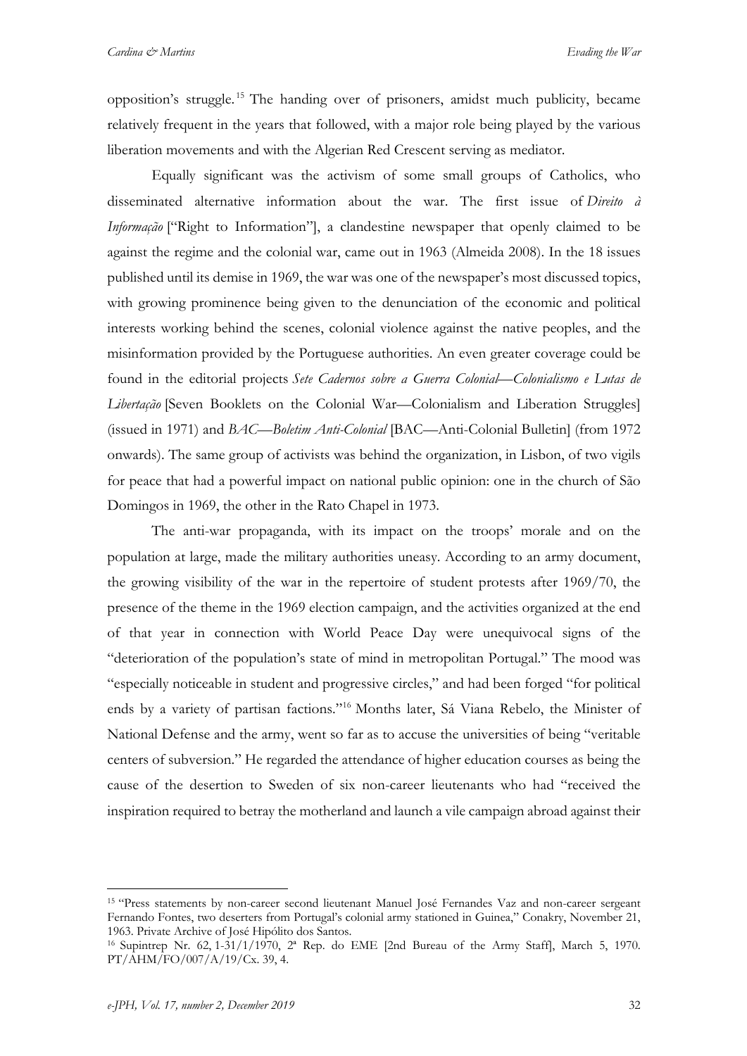opposition's struggle.[15] The handing over of prisoners, amidst much publicity, became relatively frequent in the years that followed, with a major role being played by the various liberation movements and with the Algerian Red Crescent serving as mediator.

Equally significant was the activism of some small groups of Catholics, who disseminated alternative information about the war. The first issue of *Direito à Informação* ["Right to Information"], a clandestine newspaper that openly claimed to be against the regime and the colonial war, came out in 1963 (Almeida 2008). In the 18 issues published until its demise in 1969, the war was one of the newspaper's most discussed topics, with growing prominence being given to the denunciation of the economic and political interests working behind the scenes, colonial violence against the native peoples, and the misinformation provided by the Portuguese authorities. An even greater coverage could be found in the editorial projects *Sete Cadernos sobre a Guerra Colonial—Colonialismo e Lutas de Libertação* [Seven Booklets on the Colonial War—Colonialism and Liberation Struggles] (issued in 1971) and *BAC—Boletim Anti-Colonial* [BAC—Anti-Colonial Bulletin] (from 1972 onwards). The same group of activists was behind the organization, in Lisbon, of two vigils for peace that had a powerful impact on national public opinion: one in the church of São Domingos in 1969, the other in the Rato Chapel in 1973.

The anti-war propaganda, with its impact on the troops' morale and on the population at large, made the military authorities uneasy. According to an army document, the growing visibility of the war in the repertoire of student protests after 1969/70, the presence of the theme in the 1969 election campaign, and the activities organized at the end of that year in connection with World Peace Day were unequivocal signs of the "deterioration of the population's state of mind in metropolitan Portugal." The mood was "especially noticeable in student and progressive circles," and had been forged "for political ends by a variety of partisan factions."[16] Months later, Sá Viana Rebelo, the Minister of National Defense and the army, went so far as to accuse the universities of being "veritable centers of subversion." He regarded the attendance of higher education courses as being the cause of the desertion to Sweden of six non-career lieutenants who had "received the inspiration required to betray the motherland and launch a vile campaign abroad against their

---

[15] "Press statements by non-career second lieutenant Manuel José Fernandes Vaz and non-career sergeant Fernando Fontes, two deserters from Portugal's colonial army stationed in Guinea," Conakry, November 21, 1963. Private Archive of José Hipólito dos Santos.

[16] Supintrep Nr. 62, 1-31/1/1970, 2ª Rep. do EME [2nd Bureau of the Army Staff], March 5, 1970. PT/AHM/FO/007/A/19/Cx. 39, 4.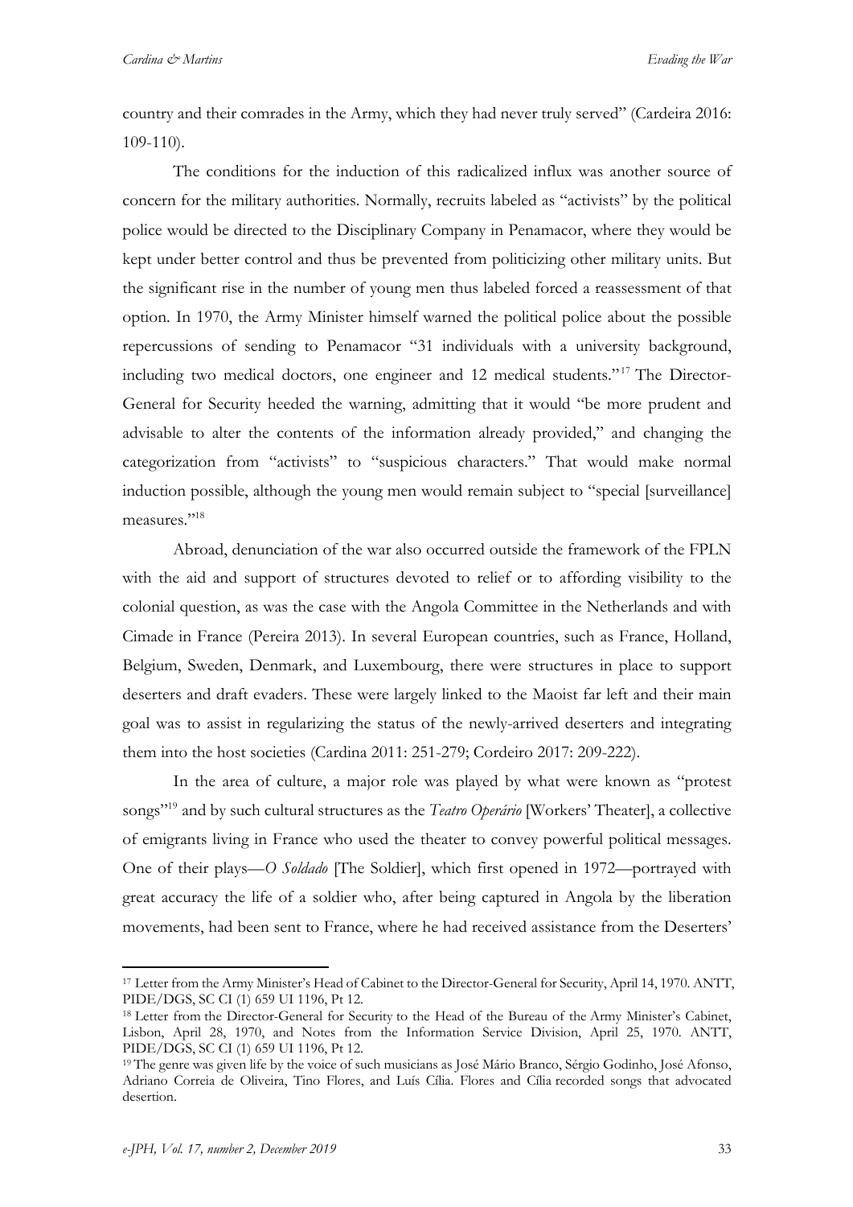country and their comrades in the Army, which they had never truly served" (Cardeira 2016: 109-110).

The conditions for the induction of this radicalized influx was another source of concern for the military authorities. Normally, recruits labeled as "activists" by the political police would be directed to the Disciplinary Company in Penamacor, where they would be kept under better control and thus be prevented from politicizing other military units. But the significant rise in the number of young men thus labeled forced a reassessment of that option. In 1970, the Army Minister himself warned the political police about the possible repercussions of sending to Penamacor "31 individuals with a university background, including two medical doctors, one engineer and 12 medical students."[17] The Director-General for Security heeded the warning, admitting that it would "be more prudent and advisable to alter the contents of the information already provided," and changing the categorization from "activists" to "suspicious characters." That would make normal induction possible, although the young men would remain subject to "special [surveillance] measures."[18]

Abroad, denunciation of the war also occurred outside the framework of the FPLN with the aid and support of structures devoted to relief or to affording visibility to the colonial question, as was the case with the Angola Committee in the Netherlands and with Cimade in France (Pereira 2013). In several European countries, such as France, Holland, Belgium, Sweden, Denmark, and Luxembourg, there were structures in place to support deserters and draft evaders. These were largely linked to the Maoist far left and their main goal was to assist in regularizing the status of the newly-arrived deserters and integrating them into the host societies (Cardina 2011: 251-279; Cordeiro 2017: 209-222).

In the area of culture, a major role was played by what were known as "protest songs"[19] and by such cultural structures as the *Teatro Operário* [Workers' Theater], a collective of emigrants living in France who used the theater to convey powerful political messages. One of their plays—*O Soldado* [The Soldier], which first opened in 1972—portrayed with great accuracy the life of a soldier who, after being captured in Angola by the liberation movements, had been sent to France, where he had received assistance from the Deserters'

---

[17] Letter from the Army Minister's Head of Cabinet to the Director-General for Security, April 14, 1970. ANTT, PIDE/DGS, SC CI (1) 659 UI 1196, Pt 12.

[18] Letter from the Director-General for Security to the Head of the Bureau of the Army Minister's Cabinet, Lisbon, April 28, 1970, and Notes from the Information Service Division, April 25, 1970. ANTT, PIDE/DGS, SC CI (1) 659 UI 1196, Pt 12.

[19] The genre was given life by the voice of such musicians as José Mário Branco, Sérgio Godinho, José Afonso, Adriano Correia de Oliveira, Tino Flores, and Luís Cília. Flores and Cília recorded songs that advocated desertion.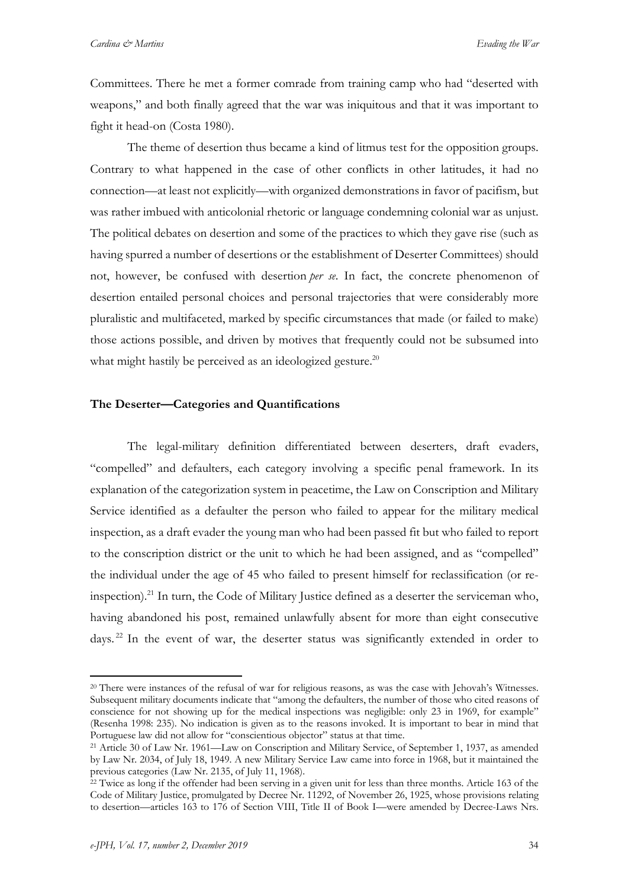Committees. There he met a former comrade from training camp who had "deserted with weapons," and both finally agreed that the war was iniquitous and that it was important to fight it head-on (Costa 1980).

The theme of desertion thus became a kind of litmus test for the opposition groups. Contrary to what happened in the case of other conflicts in other latitudes, it had no connection—at least not explicitly—with organized demonstrations in favor of pacifism, but was rather imbued with anticolonial rhetoric or language condemning colonial war as unjust. The political debates on desertion and some of the practices to which they gave rise (such as having spurred a number of desertions or the establishment of Deserter Committees) should not, however, be confused with desertion *per se*. In fact, the concrete phenomenon of desertion entailed personal choices and personal trajectories that were considerably more pluralistic and multifaceted, marked by specific circumstances that made (or failed to make) those actions possible, and driven by motives that frequently could not be subsumed into what might hastily be perceived as an ideologized gesture.[20]

## The Deserter—Categories and Quantifications

The legal-military definition differentiated between deserters, draft evaders, "compelled" and defaulters, each category involving a specific penal framework. In its explanation of the categorization system in peacetime, the Law on Conscription and Military Service identified as a defaulter the person who failed to appear for the military medical inspection, as a draft evader the young man who had been passed fit but who failed to report to the conscription district or the unit to which he had been assigned, and as "compelled" the individual under the age of 45 who failed to present himself for reclassification (or re-inspection).[21] In turn, the Code of Military Justice defined as a deserter the serviceman who, having abandoned his post, remained unlawfully absent for more than eight consecutive days.[22] In the event of war, the deserter status was significantly extended in order to

[20] There were instances of the refusal of war for religious reasons, as was the case with Jehovah's Witnesses. Subsequent military documents indicate that "among the defaulters, the number of those who cited reasons of conscience for not showing up for the medical inspections was negligible: only 23 in 1969, for example" (Resenha 1998: 235). No indication is given as to the reasons invoked. It is important to bear in mind that Portuguese law did not allow for "conscientious objector" status at that time.

[21] Article 30 of Law Nr. 1961—Law on Conscription and Military Service, of September 1, 1937, as amended by Law Nr. 2034, of July 18, 1949. A new Military Service Law came into force in 1968, but it maintained the previous categories (Law Nr. 2135, of July 11, 1968).

[22] Twice as long if the offender had been serving in a given unit for less than three months. Article 163 of the Code of Military Justice, promulgated by Decree Nr. 11292, of November 26, 1925, whose provisions relating to desertion—articles 163 to 176 of Section VIII, Title II of Book I—were amended by Decree-Laws Nrs.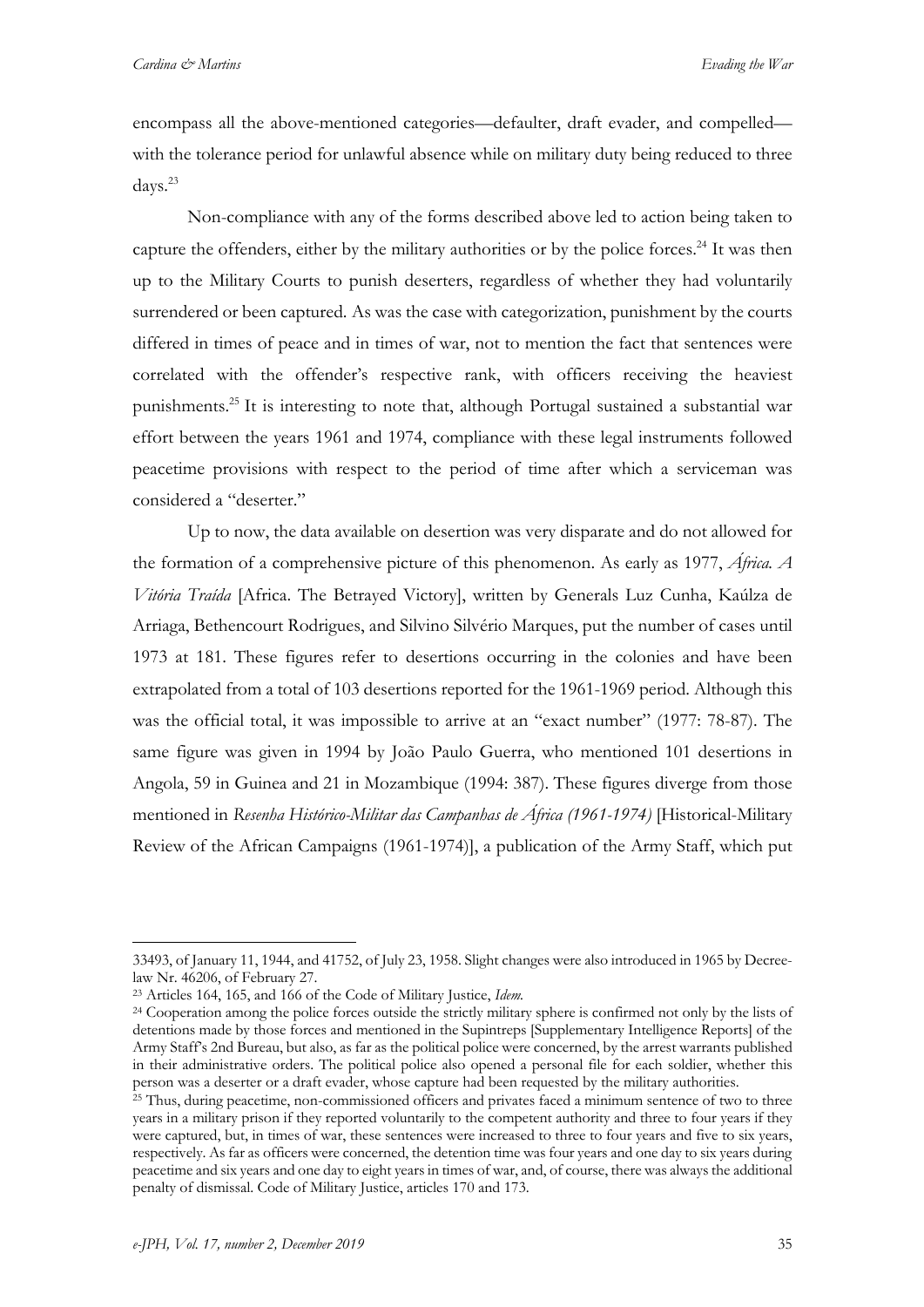encompass all the above-mentioned categories—defaulter, draft evader, and compelled—with the tolerance period for unlawful absence while on military duty being reduced to three days.[23]

Non-compliance with any of the forms described above led to action being taken to capture the offenders, either by the military authorities or by the police forces.[24] It was then up to the Military Courts to punish deserters, regardless of whether they had voluntarily surrendered or been captured. As was the case with categorization, punishment by the courts differed in times of peace and in times of war, not to mention the fact that sentences were correlated with the offender's respective rank, with officers receiving the heaviest punishments.[25] It is interesting to note that, although Portugal sustained a substantial war effort between the years 1961 and 1974, compliance with these legal instruments followed peacetime provisions with respect to the period of time after which a serviceman was considered a "deserter."

Up to now, the data available on desertion was very disparate and do not allowed for the formation of a comprehensive picture of this phenomenon. As early as 1977, *África. A Vitória Traída* [Africa. The Betrayed Victory], written by Generals Luz Cunha, Kaúlza de Arriaga, Bethencourt Rodrigues, and Silvino Silvério Marques, put the number of cases until 1973 at 181. These figures refer to desertions occurring in the colonies and have been extrapolated from a total of 103 desertions reported for the 1961-1969 period. Although this was the official total, it was impossible to arrive at an "exact number" (1977: 78-87). The same figure was given in 1994 by João Paulo Guerra, who mentioned 101 desertions in Angola, 59 in Guinea and 21 in Mozambique (1994: 387). These figures diverge from those mentioned in *Resenha Histórico-Militar das Campanhas de África (1961-1974)* [Historical-Military Review of the African Campaigns (1961-1974)], a publication of the Army Staff, which put

---

33493, of January 11, 1944, and 41752, of July 23, 1958. Slight changes were also introduced in 1965 by Decree-law Nr. 46206, of February 27.

[23] Articles 164, 165, and 166 of the Code of Military Justice, *Idem.*

[24] Cooperation among the police forces outside the strictly military sphere is confirmed not only by the lists of detentions made by those forces and mentioned in the Supintreps [Supplementary Intelligence Reports] of the Army Staff's 2nd Bureau, but also, as far as the political police were concerned, by the arrest warrants published in their administrative orders. The political police also opened a personal file for each soldier, whether this person was a deserter or a draft evader, whose capture had been requested by the military authorities.

[25] Thus, during peacetime, non-commissioned officers and privates faced a minimum sentence of two to three years in a military prison if they reported voluntarily to the competent authority and three to four years if they were captured, but, in times of war, these sentences were increased to three to four years and five to six years, respectively. As far as officers were concerned, the detention time was four years and one day to six years during peacetime and six years and one day to eight years in times of war, and, of course, there was always the additional penalty of dismissal. Code of Military Justice, articles 170 and 173.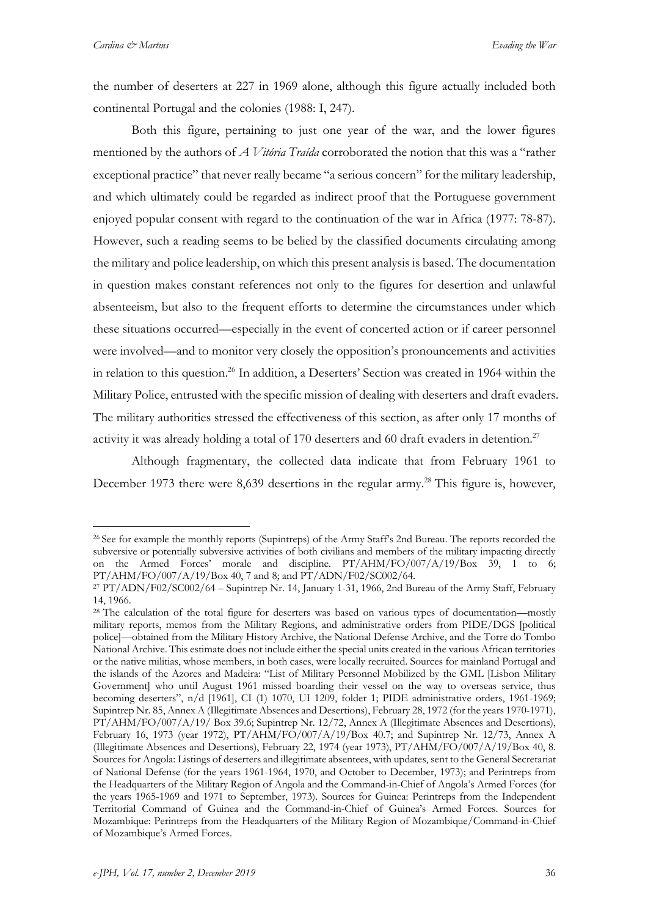the number of deserters at 227 in 1969 alone, although this figure actually included both continental Portugal and the colonies (1988: I, 247).

Both this figure, pertaining to just one year of the war, and the lower figures mentioned by the authors of *A Vitória Traída* corroborated the notion that this was a "rather exceptional practice" that never really became "a serious concern" for the military leadership, and which ultimately could be regarded as indirect proof that the Portuguese government enjoyed popular consent with regard to the continuation of the war in Africa (1977: 78-87). However, such a reading seems to be belied by the classified documents circulating among the military and police leadership, on which this present analysis is based. The documentation in question makes constant references not only to the figures for desertion and unlawful absenteeism, but also to the frequent efforts to determine the circumstances under which these situations occurred—especially in the event of concerted action or if career personnel were involved—and to monitor very closely the opposition's pronouncements and activities in relation to this question.[26] In addition, a Deserters' Section was created in 1964 within the Military Police, entrusted with the specific mission of dealing with deserters and draft evaders. The military authorities stressed the effectiveness of this section, as after only 17 months of activity it was already holding a total of 170 deserters and 60 draft evaders in detention.[27]

Although fragmentary, the collected data indicate that from February 1961 to December 1973 there were 8,639 desertions in the regular army.[28] This figure is, however,

---

[26] See for example the monthly reports (Supintreps) of the Army Staff's 2nd Bureau. The reports recorded the subversive or potentially subversive activities of both civilians and members of the military impacting directly on the Armed Forces' morale and discipline. PT/AHM/FO/007/A/19/Box 39, 1 to 6; PT/AHM/FO/007/A/19/Box 40, 7 and 8; and PT/ADN/F02/SC002/64.

[27] PT/ADN/F02/SC002/64 – Supintrep Nr. 14, January 1-31, 1966, 2nd Bureau of the Army Staff, February 14, 1966.

[28] The calculation of the total figure for deserters was based on various types of documentation—mostly military reports, memos from the Military Regions, and administrative orders from PIDE/DGS [political police]—obtained from the Military History Archive, the National Defense Archive, and the Torre do Tombo National Archive. This estimate does not include either the special units created in the various African territories or the native militias, whose members, in both cases, were locally recruited. Sources for mainland Portugal and the islands of the Azores and Madeira: "List of Military Personnel Mobilized by the GML [Lisbon Military Government] who until August 1961 missed boarding their vessel on the way to overseas service, thus becoming deserters", n/d [1961], CI (1) 1070, UI 1209, folder 1; PIDE administrative orders, 1961-1969; Supintrep Nr. 85, Annex A (Illegitimate Absences and Desertions), February 28, 1972 (for the years 1970-1971), PT/AHM/FO/007/A/19/ Box 39.6; Supintrep Nr. 12/72, Annex A (Illegitimate Absences and Desertions), February 16, 1973 (year 1972), PT/AHM/FO/007/A/19/Box 40.7; and Supintrep Nr. 12/73, Annex A (Illegitimate Absences and Desertions), February 22, 1974 (year 1973), PT/AHM/FO/007/A/19/Box 40, 8. Sources for Angola: Listings of deserters and illegitimate absentees, with updates, sent to the General Secretariat of National Defense (for the years 1961-1964, 1970, and October to December, 1973); and Perintreps from the Headquarters of the Military Region of Angola and the Command-in-Chief of Angola's Armed Forces (for the years 1965-1969 and 1971 to September, 1973). Sources for Guinea: Perintreps from the Independent Territorial Command of Guinea and the Command-in-Chief of Guinea's Armed Forces. Sources for Mozambique: Perintreps from the Headquarters of the Military Region of Mozambique/Command-in-Chief of Mozambique's Armed Forces.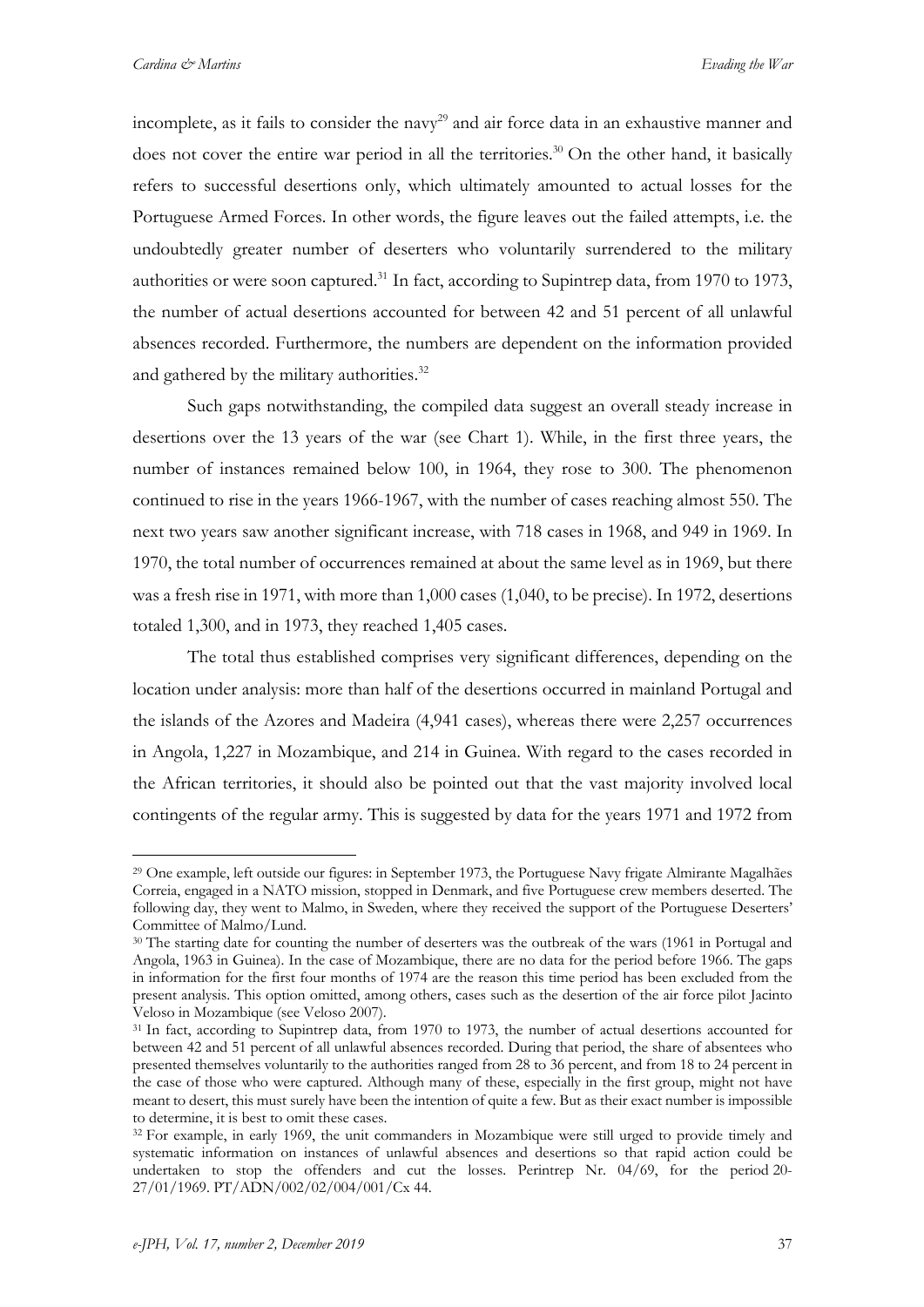incomplete, as it fails to consider the navy[29] and air force data in an exhaustive manner and does not cover the entire war period in all the territories.[30] On the other hand, it basically refers to successful desertions only, which ultimately amounted to actual losses for the Portuguese Armed Forces. In other words, the figure leaves out the failed attempts, i.e. the undoubtedly greater number of deserters who voluntarily surrendered to the military authorities or were soon captured.[31] In fact, according to Supintrep data, from 1970 to 1973, the number of actual desertions accounted for between 42 and 51 percent of all unlawful absences recorded. Furthermore, the numbers are dependent on the information provided and gathered by the military authorities.[32]

Such gaps notwithstanding, the compiled data suggest an overall steady increase in desertions over the 13 years of the war (see Chart 1). While, in the first three years, the number of instances remained below 100, in 1964, they rose to 300. The phenomenon continued to rise in the years 1966-1967, with the number of cases reaching almost 550. The next two years saw another significant increase, with 718 cases in 1968, and 949 in 1969. In 1970, the total number of occurrences remained at about the same level as in 1969, but there was a fresh rise in 1971, with more than 1,000 cases (1,040, to be precise). In 1972, desertions totaled 1,300, and in 1973, they reached 1,405 cases.

The total thus established comprises very significant differences, depending on the location under analysis: more than half of the desertions occurred in mainland Portugal and the islands of the Azores and Madeira (4,941 cases), whereas there were 2,257 occurrences in Angola, 1,227 in Mozambique, and 214 in Guinea. With regard to the cases recorded in the African territories, it should also be pointed out that the vast majority involved local contingents of the regular army. This is suggested by data for the years 1971 and 1972 from

---

[29] One example, left outside our figures: in September 1973, the Portuguese Navy frigate Almirante Magalhães Correia, engaged in a NATO mission, stopped in Denmark, and five Portuguese crew members deserted. The following day, they went to Malmo, in Sweden, where they received the support of the Portuguese Deserters' Committee of Malmo/Lund.

[30] The starting date for counting the number of deserters was the outbreak of the wars (1961 in Portugal and Angola, 1963 in Guinea). In the case of Mozambique, there are no data for the period before 1966. The gaps in information for the first four months of 1974 are the reason this time period has been excluded from the present analysis. This option omitted, among others, cases such as the desertion of the air force pilot Jacinto Veloso in Mozambique (see Veloso 2007).

[31] In fact, according to Supintrep data, from 1970 to 1973, the number of actual desertions accounted for between 42 and 51 percent of all unlawful absences recorded. During that period, the share of absentees who presented themselves voluntarily to the authorities ranged from 28 to 36 percent, and from 18 to 24 percent in the case of those who were captured. Although many of these, especially in the first group, might not have meant to desert, this must surely have been the intention of quite a few. But as their exact number is impossible to determine, it is best to omit these cases.

[32] For example, in early 1969, the unit commanders in Mozambique were still urged to provide timely and systematic information on instances of unlawful absences and desertions so that rapid action could be undertaken to stop the offenders and cut the losses. Perintrep Nr. 04/69, for the period 20-27/01/1969. PT/ADN/002/02/004/001/Cx 44.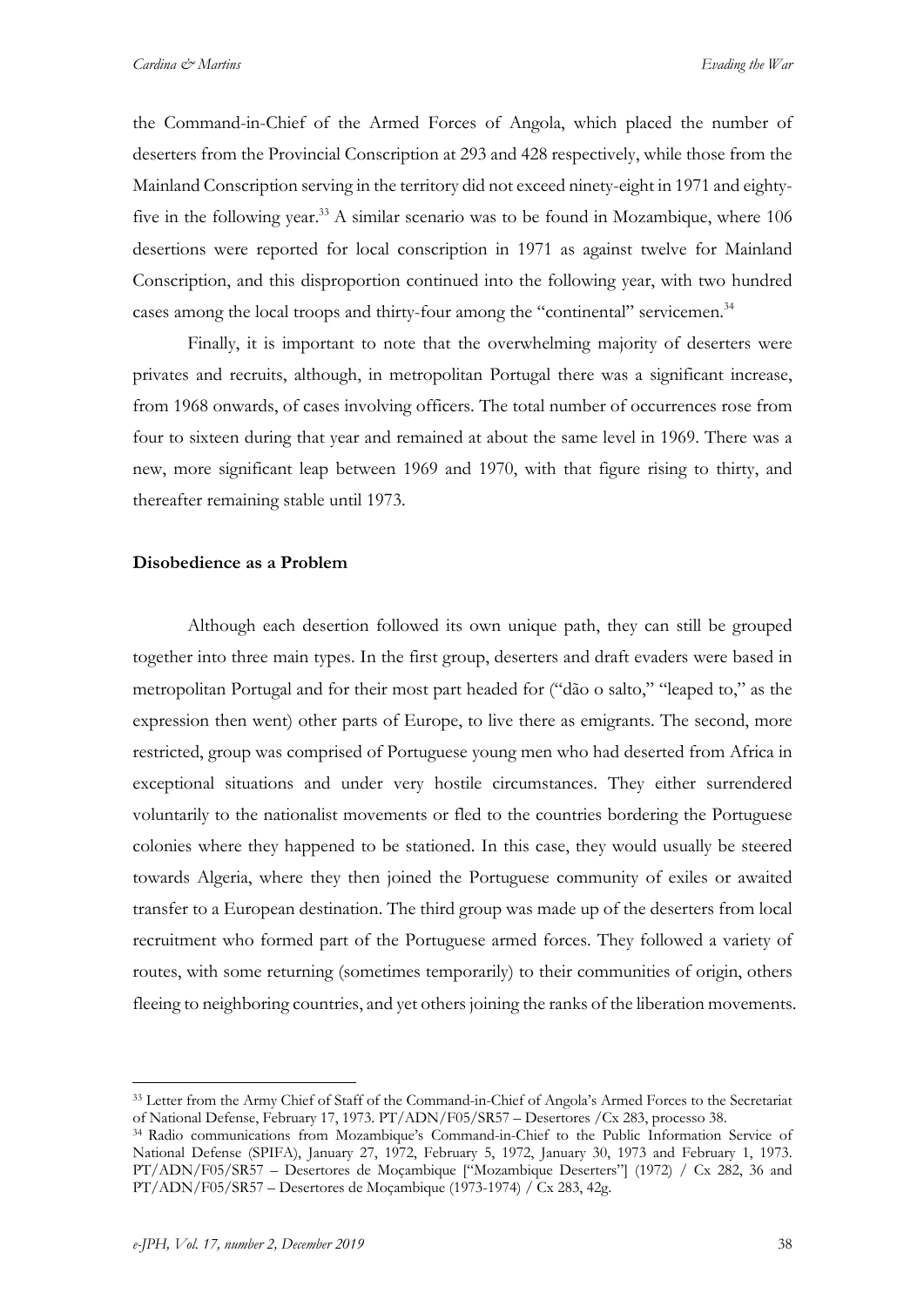the Command-in-Chief of the Armed Forces of Angola, which placed the number of deserters from the Provincial Conscription at 293 and 428 respectively, while those from the Mainland Conscription serving in the territory did not exceed ninety-eight in 1971 and eighty-five in the following year.[33] A similar scenario was to be found in Mozambique, where 106 desertions were reported for local conscription in 1971 as against twelve for Mainland Conscription, and this disproportion continued into the following year, with two hundred cases among the local troops and thirty-four among the "continental" servicemen.[34]

Finally, it is important to note that the overwhelming majority of deserters were privates and recruits, although, in metropolitan Portugal there was a significant increase, from 1968 onwards, of cases involving officers. The total number of occurrences rose from four to sixteen during that year and remained at about the same level in 1969. There was a new, more significant leap between 1969 and 1970, with that figure rising to thirty, and thereafter remaining stable until 1973.

**Disobedience as a Problem**

Although each desertion followed its own unique path, they can still be grouped together into three main types. In the first group, deserters and draft evaders were based in metropolitan Portugal and for their most part headed for ("dão o salto," "leaped to," as the expression then went) other parts of Europe, to live there as emigrants. The second, more restricted, group was comprised of Portuguese young men who had deserted from Africa in exceptional situations and under very hostile circumstances. They either surrendered voluntarily to the nationalist movements or fled to the countries bordering the Portuguese colonies where they happened to be stationed. In this case, they would usually be steered towards Algeria, where they then joined the Portuguese community of exiles or awaited transfer to a European destination. The third group was made up of the deserters from local recruitment who formed part of the Portuguese armed forces. They followed a variety of routes, with some returning (sometimes temporarily) to their communities of origin, others fleeing to neighboring countries, and yet others joining the ranks of the liberation movements.

---

[33] Letter from the Army Chief of Staff of the Command-in-Chief of Angola's Armed Forces to the Secretariat of National Defense, February 17, 1973. PT/ADN/F05/SR57 – Desertores /Cx 283, processo 38.

[34] Radio communications from Mozambique's Command-in-Chief to the Public Information Service of National Defense (SPIFA), January 27, 1972, February 5, 1972, January 30, 1973 and February 1, 1973. PT/ADN/F05/SR57 – Desertores de Moçambique ["Mozambique Deserters"] (1972) / Cx 282, 36 and PT/ADN/F05/SR57 – Desertores de Moçambique (1973-1974) / Cx 283, 42g.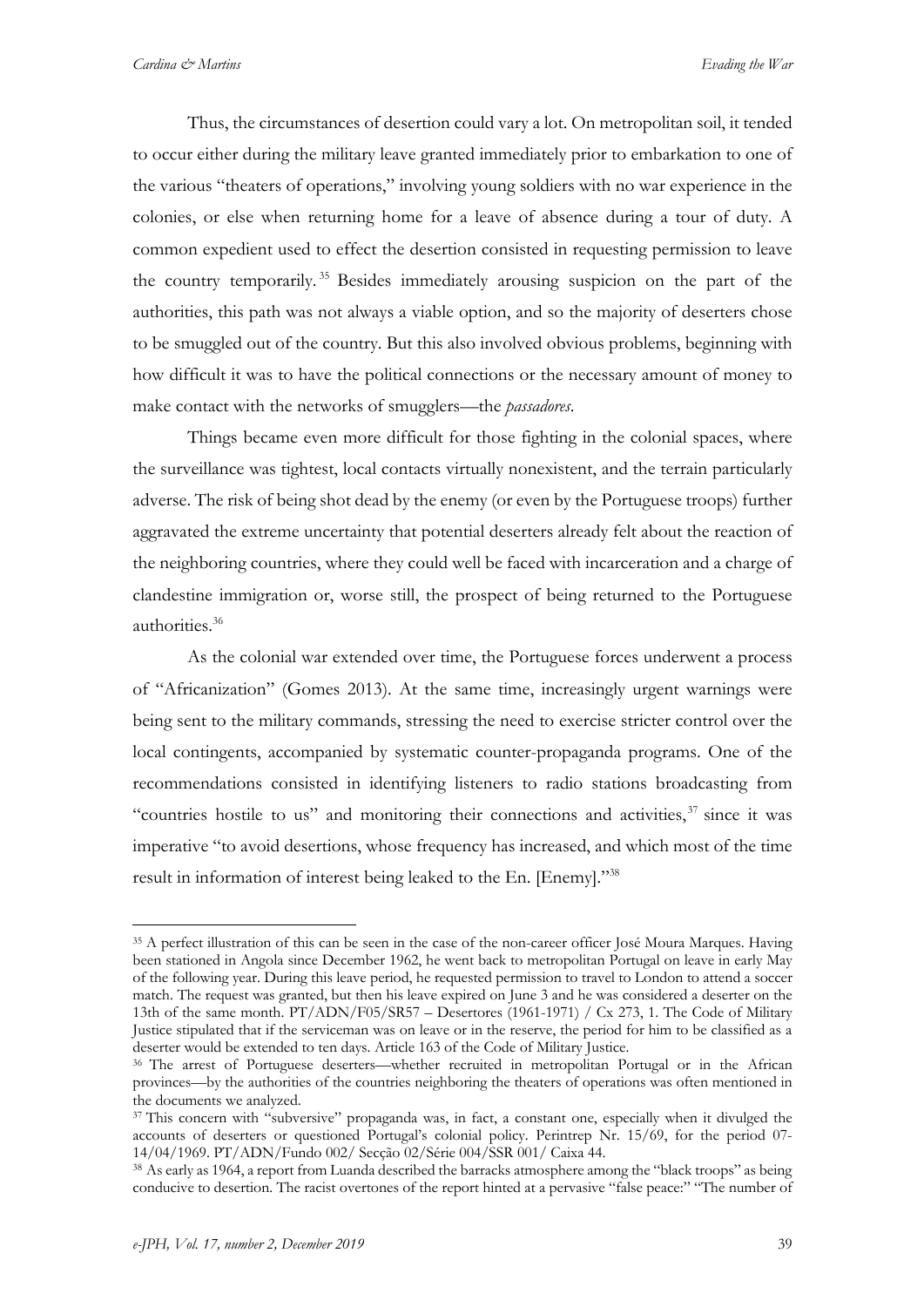Thus, the circumstances of desertion could vary a lot. On metropolitan soil, it tended to occur either during the military leave granted immediately prior to embarkation to one of the various "theaters of operations," involving young soldiers with no war experience in the colonies, or else when returning home for a leave of absence during a tour of duty. A common expedient used to effect the desertion consisted in requesting permission to leave the country temporarily.[35] Besides immediately arousing suspicion on the part of the authorities, this path was not always a viable option, and so the majority of deserters chose to be smuggled out of the country. But this also involved obvious problems, beginning with how difficult it was to have the political connections or the necessary amount of money to make contact with the networks of smugglers—the *passadores*.

Things became even more difficult for those fighting in the colonial spaces, where the surveillance was tightest, local contacts virtually nonexistent, and the terrain particularly adverse. The risk of being shot dead by the enemy (or even by the Portuguese troops) further aggravated the extreme uncertainty that potential deserters already felt about the reaction of the neighboring countries, where they could well be faced with incarceration and a charge of clandestine immigration or, worse still, the prospect of being returned to the Portuguese authorities.[36]

As the colonial war extended over time, the Portuguese forces underwent a process of "Africanization" (Gomes 2013). At the same time, increasingly urgent warnings were being sent to the military commands, stressing the need to exercise stricter control over the local contingents, accompanied by systematic counter-propaganda programs. One of the recommendations consisted in identifying listeners to radio stations broadcasting from "countries hostile to us" and monitoring their connections and activities,[37] since it was imperative "to avoid desertions, whose frequency has increased, and which most of the time result in information of interest being leaked to the En. [Enemy]."[38]

---

[35] A perfect illustration of this can be seen in the case of the non-career officer José Moura Marques. Having been stationed in Angola since December 1962, he went back to metropolitan Portugal on leave in early May of the following year. During this leave period, he requested permission to travel to London to attend a soccer match. The request was granted, but then his leave expired on June 3 and he was considered a deserter on the 13th of the same month. PT/ADN/F05/SR57 – Desertores (1961-1971) / Cx 273, 1. The Code of Military Justice stipulated that if the serviceman was on leave or in the reserve, the period for him to be classified as a deserter would be extended to ten days. Article 163 of the Code of Military Justice.

[36] The arrest of Portuguese deserters—whether recruited in metropolitan Portugal or in the African provinces—by the authorities of the countries neighboring the theaters of operations was often mentioned in the documents we analyzed.

[37] This concern with "subversive" propaganda was, in fact, a constant one, especially when it divulged the accounts of deserters or questioned Portugal's colonial policy. Perintrep Nr. 15/69, for the period 07-14/04/1969. PT/ADN/Fundo 002/ Secção 02/Série 004/SSR 001/ Caixa 44.

[38] As early as 1964, a report from Luanda described the barracks atmosphere among the "black troops" as being conducive to desertion. The racist overtones of the report hinted at a pervasive "false peace:" "The number of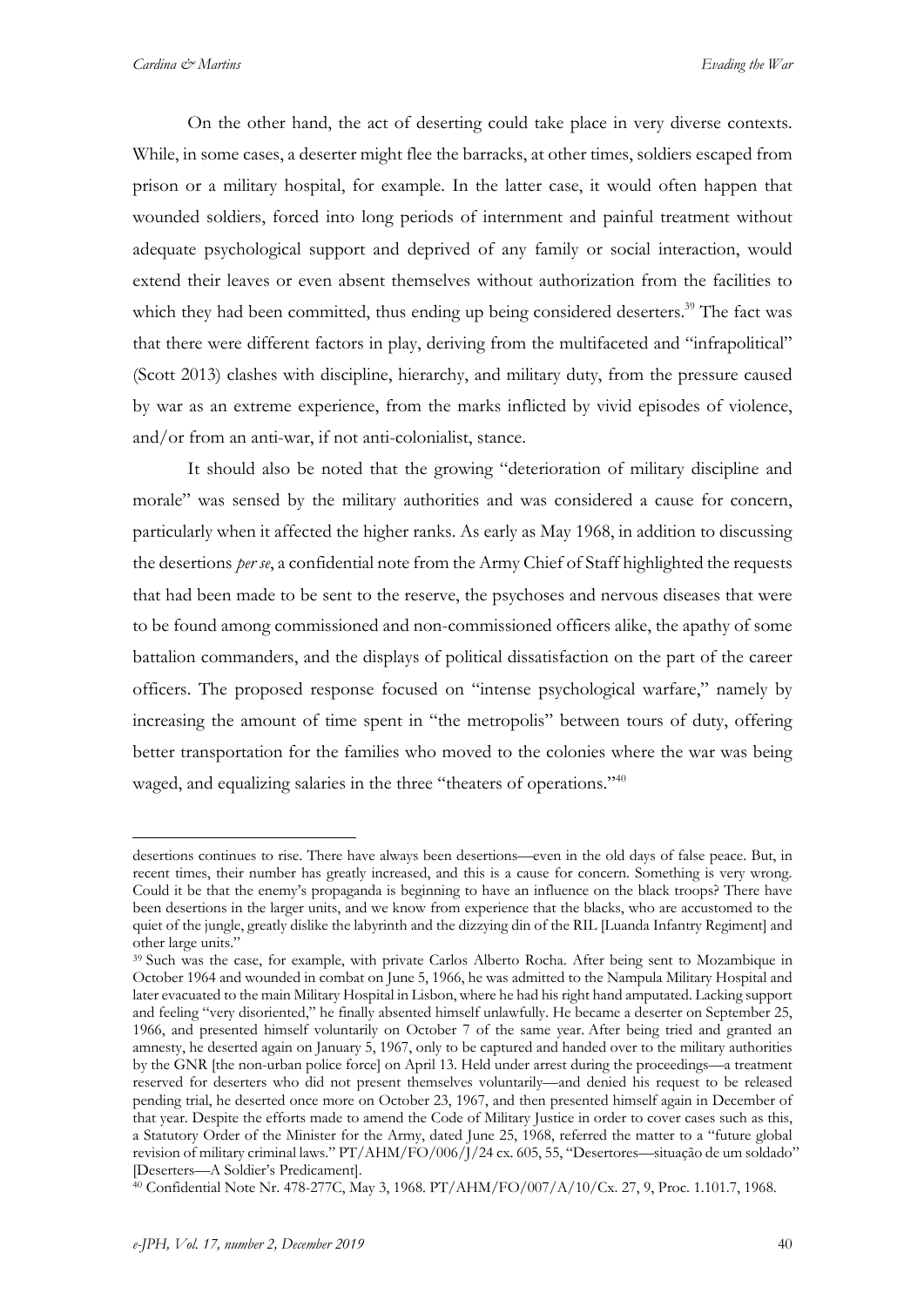On the other hand, the act of deserting could take place in very diverse contexts. While, in some cases, a deserter might flee the barracks, at other times, soldiers escaped from prison or a military hospital, for example. In the latter case, it would often happen that wounded soldiers, forced into long periods of internment and painful treatment without adequate psychological support and deprived of any family or social interaction, would extend their leaves or even absent themselves without authorization from the facilities to which they had been committed, thus ending up being considered deserters.[39] The fact was that there were different factors in play, deriving from the multifaceted and "infrapolitical" (Scott 2013) clashes with discipline, hierarchy, and military duty, from the pressure caused by war as an extreme experience, from the marks inflicted by vivid episodes of violence, and/or from an anti-war, if not anti-colonialist, stance.

It should also be noted that the growing "deterioration of military discipline and morale" was sensed by the military authorities and was considered a cause for concern, particularly when it affected the higher ranks. As early as May 1968, in addition to discussing the desertions *per se*, a confidential note from the Army Chief of Staff highlighted the requests that had been made to be sent to the reserve, the psychoses and nervous diseases that were to be found among commissioned and non-commissioned officers alike, the apathy of some battalion commanders, and the displays of political dissatisfaction on the part of the career officers. The proposed response focused on "intense psychological warfare," namely by increasing the amount of time spent in "the metropolis" between tours of duty, offering better transportation for the families who moved to the colonies where the war was being waged, and equalizing salaries in the three "theaters of operations."[40]

---

desertions continues to rise. There have always been desertions—even in the old days of false peace. But, in recent times, their number has greatly increased, and this is a cause for concern. Something is very wrong. Could it be that the enemy's propaganda is beginning to have an influence on the black troops? There have been desertions in the larger units, and we know from experience that the blacks, who are accustomed to the quiet of the jungle, greatly dislike the labyrinth and the dizzying din of the RIL [Luanda Infantry Regiment] and other large units."

[39] Such was the case, for example, with private Carlos Alberto Rocha. After being sent to Mozambique in October 1964 and wounded in combat on June 5, 1966, he was admitted to the Nampula Military Hospital and later evacuated to the main Military Hospital in Lisbon, where he had his right hand amputated. Lacking support and feeling "very disoriented," he finally absented himself unlawfully. He became a deserter on September 25, 1966, and presented himself voluntarily on October 7 of the same year. After being tried and granted an amnesty, he deserted again on January 5, 1967, only to be captured and handed over to the military authorities by the GNR [the non-urban police force] on April 13. Held under arrest during the proceedings—a treatment reserved for deserters who did not present themselves voluntarily—and denied his request to be released pending trial, he deserted once more on October 23, 1967, and then presented himself again in December of that year. Despite the efforts made to amend the Code of Military Justice in order to cover cases such as this, a Statutory Order of the Minister for the Army, dated June 25, 1968, referred the matter to a "future global revision of military criminal laws." PT/AHM/FO/006/J/24 cx. 605, 55, "Desertores—situação de um soldado" [Deserters—A Soldier's Predicament].

[40] Confidential Note Nr. 478-277C, May 3, 1968. PT/AHM/FO/007/A/10/Cx. 27, 9, Proc. 1.101.7, 1968.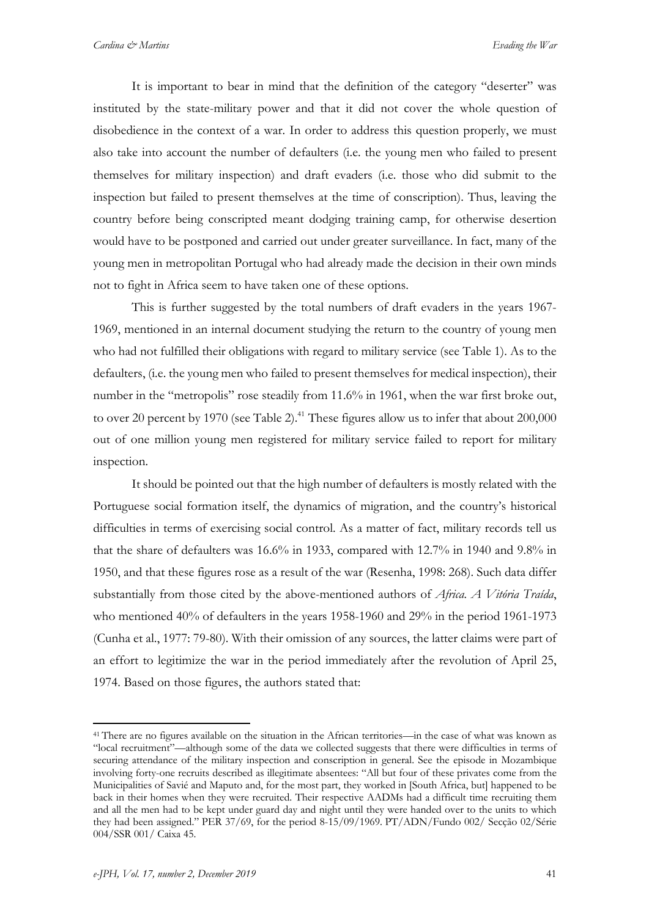It is important to bear in mind that the definition of the category "deserter" was instituted by the state-military power and that it did not cover the whole question of disobedience in the context of a war. In order to address this question properly, we must also take into account the number of defaulters (i.e. the young men who failed to present themselves for military inspection) and draft evaders (i.e. those who did submit to the inspection but failed to present themselves at the time of conscription). Thus, leaving the country before being conscripted meant dodging training camp, for otherwise desertion would have to be postponed and carried out under greater surveillance. In fact, many of the young men in metropolitan Portugal who had already made the decision in their own minds not to fight in Africa seem to have taken one of these options.

This is further suggested by the total numbers of draft evaders in the years 1967-1969, mentioned in an internal document studying the return to the country of young men who had not fulfilled their obligations with regard to military service (see Table 1). As to the defaulters, (i.e. the young men who failed to present themselves for medical inspection), their number in the "metropolis" rose steadily from 11.6% in 1961, when the war first broke out, to over 20 percent by 1970 (see Table 2).[41] These figures allow us to infer that about 200,000 out of one million young men registered for military service failed to report for military inspection.

It should be pointed out that the high number of defaulters is mostly related with the Portuguese social formation itself, the dynamics of migration, and the country's historical difficulties in terms of exercising social control. As a matter of fact, military records tell us that the share of defaulters was 16.6% in 1933, compared with 12.7% in 1940 and 9.8% in 1950, and that these figures rose as a result of the war (Resenha, 1998: 268). Such data differ substantially from those cited by the above-mentioned authors of *Africa. A Vitória Traída*, who mentioned 40% of defaulters in the years 1958-1960 and 29% in the period 1961-1973 (Cunha et al., 1977: 79-80). With their omission of any sources, the latter claims were part of an effort to legitimize the war in the period immediately after the revolution of April 25, 1974. Based on those figures, the authors stated that:

---

[41] There are no figures available on the situation in the African territories—in the case of what was known as "local recruitment"—although some of the data we collected suggests that there were difficulties in terms of securing attendance of the military inspection and conscription in general. See the episode in Mozambique involving forty-one recruits described as illegitimate absentees: "All but four of these privates come from the Municipalities of Savié and Maputo and, for the most part, they worked in [South Africa, but] happened to be back in their homes when they were recruited. Their respective AADMs had a difficult time recruiting them and all the men had to be kept under guard day and night until they were handed over to the units to which they had been assigned." PER 37/69, for the period 8-15/09/1969. PT/ADN/Fundo 002/ Secção 02/Série 004/SSR 001/ Caixa 45.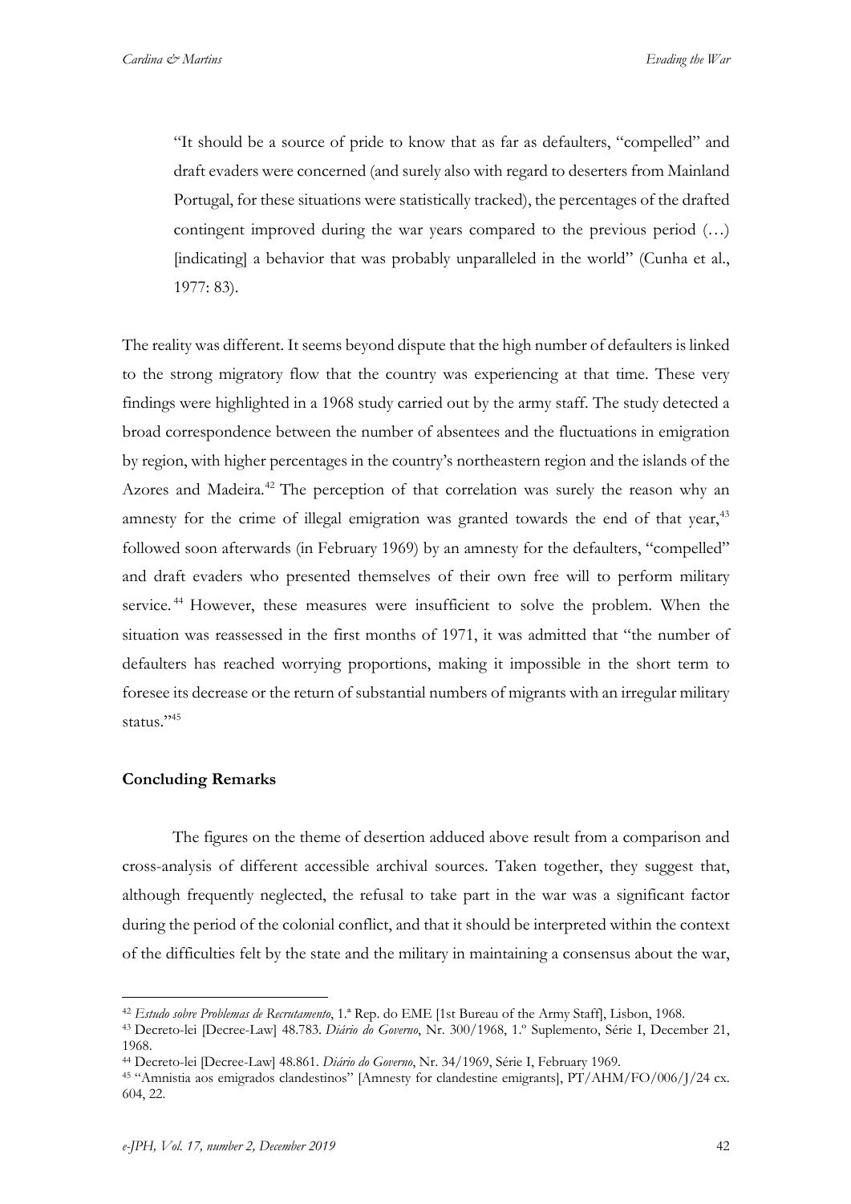> "It should be a source of pride to know that as far as defaulters, "compelled" and draft evaders were concerned (and surely also with regard to deserters from Mainland Portugal, for these situations were statistically tracked), the percentages of the drafted contingent improved during the war years compared to the previous period (…) [indicating] a behavior that was probably unparalleled in the world" (Cunha et al., 1977: 83).

The reality was different. It seems beyond dispute that the high number of defaulters is linked to the strong migratory flow that the country was experiencing at that time. These very findings were highlighted in a 1968 study carried out by the army staff. The study detected a broad correspondence between the number of absentees and the fluctuations in emigration by region, with higher percentages in the country's northeastern region and the islands of the Azores and Madeira.[42] The perception of that correlation was surely the reason why an amnesty for the crime of illegal emigration was granted towards the end of that year,[43] followed soon afterwards (in February 1969) by an amnesty for the defaulters, "compelled" and draft evaders who presented themselves of their own free will to perform military service.[44] However, these measures were insufficient to solve the problem. When the situation was reassessed in the first months of 1971, it was admitted that "the number of defaulters has reached worrying proportions, making it impossible in the short term to foresee its decrease or the return of substantial numbers of migrants with an irregular military status."[45]

**Concluding Remarks**

The figures on the theme of desertion adduced above result from a comparison and cross-analysis of different accessible archival sources. Taken together, they suggest that, although frequently neglected, the refusal to take part in the war was a significant factor during the period of the colonial conflict, and that it should be interpreted within the context of the difficulties felt by the state and the military in maintaining a consensus about the war,

---

[42] *Estudo sobre Problemas de Recrutamento*, 1.ª Rep. do EME [1st Bureau of the Army Staff], Lisbon, 1968.

[43] Decreto-lei [Decree-Law] 48.783. *Diário do Governo*, Nr. 300/1968, 1.º Suplemento, Série I, December 21, 1968.

[44] Decreto-lei [Decree-Law] 48.861. *Diário do Governo*, Nr. 34/1969, Série I, February 1969.

[45] "Amnistia aos emigrados clandestinos" [Amnesty for clandestine emigrants], PT/AHM/FO/006/J/24 cx. 604, 22.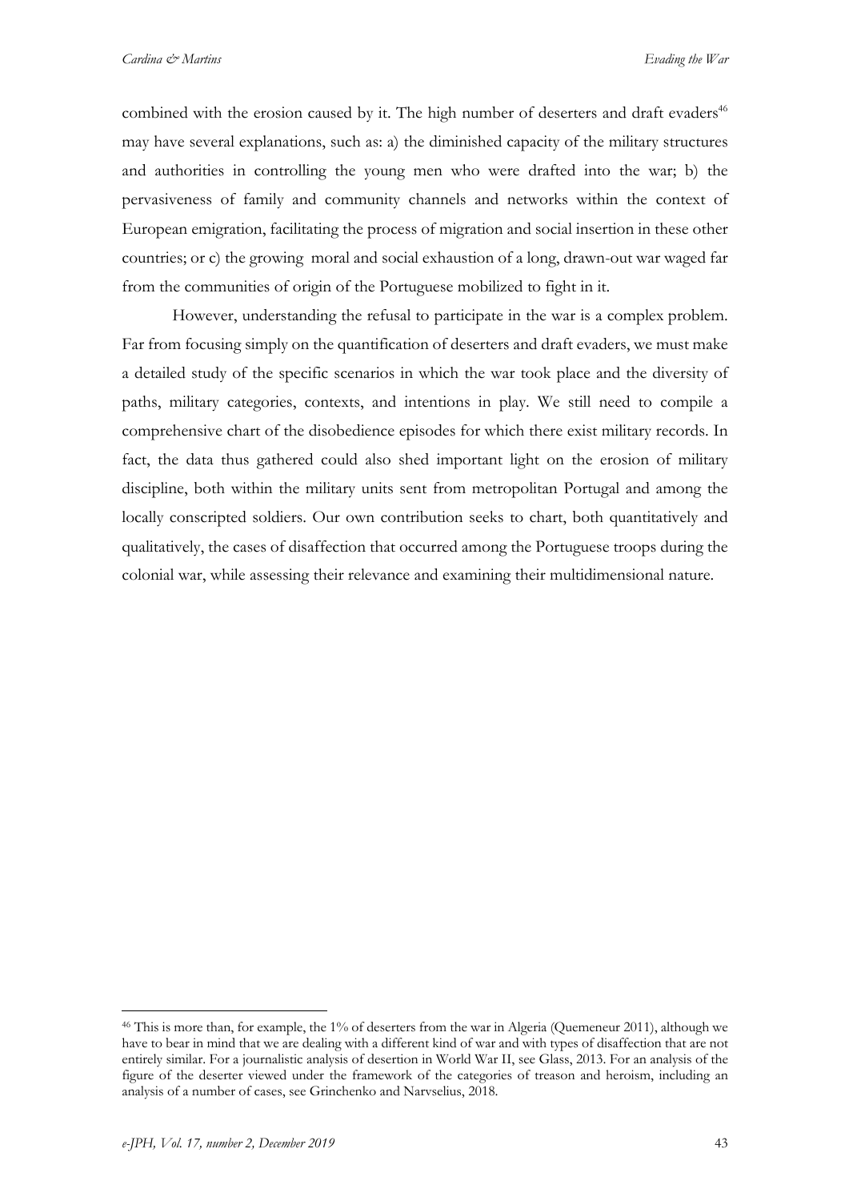combined with the erosion caused by it. The high number of deserters and draft evaders[46] may have several explanations, such as: a) the diminished capacity of the military structures and authorities in controlling the young men who were drafted into the war; b) the pervasiveness of family and community channels and networks within the context of European emigration, facilitating the process of migration and social insertion in these other countries; or c) the growing moral and social exhaustion of a long, drawn-out war waged far from the communities of origin of the Portuguese mobilized to fight in it.

However, understanding the refusal to participate in the war is a complex problem. Far from focusing simply on the quantification of deserters and draft evaders, we must make a detailed study of the specific scenarios in which the war took place and the diversity of paths, military categories, contexts, and intentions in play. We still need to compile a comprehensive chart of the disobedience episodes for which there exist military records. In fact, the data thus gathered could also shed important light on the erosion of military discipline, both within the military units sent from metropolitan Portugal and among the locally conscripted soldiers. Our own contribution seeks to chart, both quantitatively and qualitatively, the cases of disaffection that occurred among the Portuguese troops during the colonial war, while assessing their relevance and examining their multidimensional nature.

---

[46] This is more than, for example, the 1% of deserters from the war in Algeria (Quemeneur 2011), although we have to bear in mind that we are dealing with a different kind of war and with types of disaffection that are not entirely similar. For a journalistic analysis of desertion in World War II, see Glass, 2013. For an analysis of the figure of the deserter viewed under the framework of the categories of treason and heroism, including an analysis of a number of cases, see Grinchenko and Narvselius, 2018.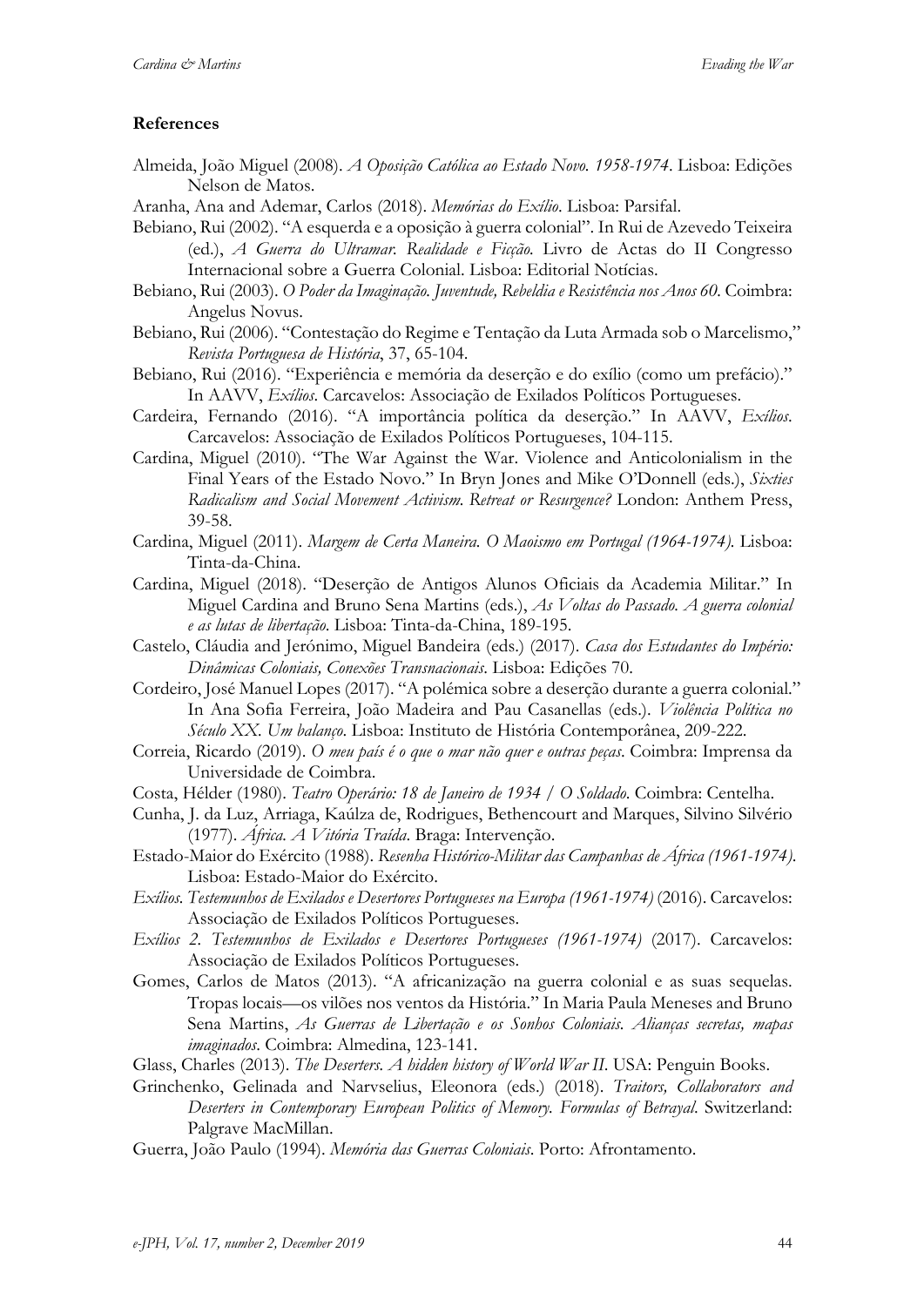**References**

Almeida, João Miguel (2008). *A Oposição Católica ao Estado Novo. 1958-1974*. Lisboa: Edições Nelson de Matos.

Aranha, Ana and Ademar, Carlos (2018). *Memórias do Exílio*. Lisboa: Parsifal.

Bebiano, Rui (2002). "A esquerda e a oposição à guerra colonial". In Rui de Azevedo Teixeira (ed.), *A Guerra do Ultramar. Realidade e Ficção*. Livro de Actas do II Congresso Internacional sobre a Guerra Colonial. Lisboa: Editorial Notícias.

Bebiano, Rui (2003). *O Poder da Imaginação. Juventude, Rebeldia e Resistência nos Anos 60*. Coimbra: Angelus Novus.

Bebiano, Rui (2006). "Contestação do Regime e Tentação da Luta Armada sob o Marcelismo," *Revista Portuguesa de História*, 37, 65-104.

Bebiano, Rui (2016). "Experiência e memória da deserção e do exílio (como um prefácio)." In AAVV, *Exílios*. Carcavelos: Associação de Exilados Políticos Portugueses.

Cardeira, Fernando (2016). "A importância política da deserção." In AAVV, *Exílios*. Carcavelos: Associação de Exilados Políticos Portugueses, 104-115.

Cardina, Miguel (2010). "The War Against the War. Violence and Anticolonialism in the Final Years of the Estado Novo." In Bryn Jones and Mike O'Donnell (eds.), *Sixties Radicalism and Social Movement Activism. Retreat or Resurgence?* London: Anthem Press, 39-58.

Cardina, Miguel (2011). *Margem de Certa Maneira. O Maoismo em Portugal (1964-1974)*. Lisboa: Tinta-da-China.

Cardina, Miguel (2018). "Deserção de Antigos Alunos Oficiais da Academia Militar." In Miguel Cardina and Bruno Sena Martins (eds.), *As Voltas do Passado. A guerra colonial e as lutas de libertação*. Lisboa: Tinta-da-China, 189-195.

Castelo, Cláudia and Jerónimo, Miguel Bandeira (eds.) (2017). *Casa dos Estudantes do Império: Dinâmicas Coloniais, Conexões Transnacionais*. Lisboa: Edições 70.

Cordeiro, José Manuel Lopes (2017). "A polémica sobre a deserção durante a guerra colonial." In Ana Sofia Ferreira, João Madeira and Pau Casanellas (eds.). *Violência Política no Século XX. Um balanço*. Lisboa: Instituto de História Contemporânea, 209-222.

Correia, Ricardo (2019). *O meu país é o que o mar não quer e outras peças*. Coimbra: Imprensa da Universidade de Coimbra.

Costa, Hélder (1980). *Teatro Operário: 18 de Janeiro de 1934 / O Soldado*. Coimbra: Centelha.

Cunha, J. da Luz, Arriaga, Kaúlza de, Rodrigues, Bethencourt and Marques, Silvino Silvério (1977). *África. A Vitória Traída*. Braga: Intervenção.

Estado-Maior do Exército (1988). *Resenha Histórico-Militar das Campanhas de África (1961-1974)*. Lisboa: Estado-Maior do Exército.

*Exílios. Testemunhos de Exilados e Desertores Portugueses na Europa (1961-1974)* (2016). Carcavelos: Associação de Exilados Políticos Portugueses.

*Exílios 2. Testemunhos de Exilados e Desertores Portugueses (1961-1974)* (2017). Carcavelos: Associação de Exilados Políticos Portugueses.

Gomes, Carlos de Matos (2013). "A africanização na guerra colonial e as suas sequelas. Tropas locais—os vilões nos ventos da História." In Maria Paula Meneses and Bruno Sena Martins, *As Guerras de Libertação e os Sonhos Coloniais. Alianças secretas, mapas imaginados*. Coimbra: Almedina, 123-141.

Glass, Charles (2013). *The Deserters. A hidden history of World War II*. USA: Penguin Books.

Grinchenko, Gelinada and Narvselius, Eleonora (eds.) (2018). *Traitors, Collaborators and Deserters in Contemporary European Politics of Memory. Formulas of Betrayal*. Switzerland: Palgrave MacMillan.

Guerra, João Paulo (1994). *Memória das Guerras Coloniais*. Porto: Afrontamento.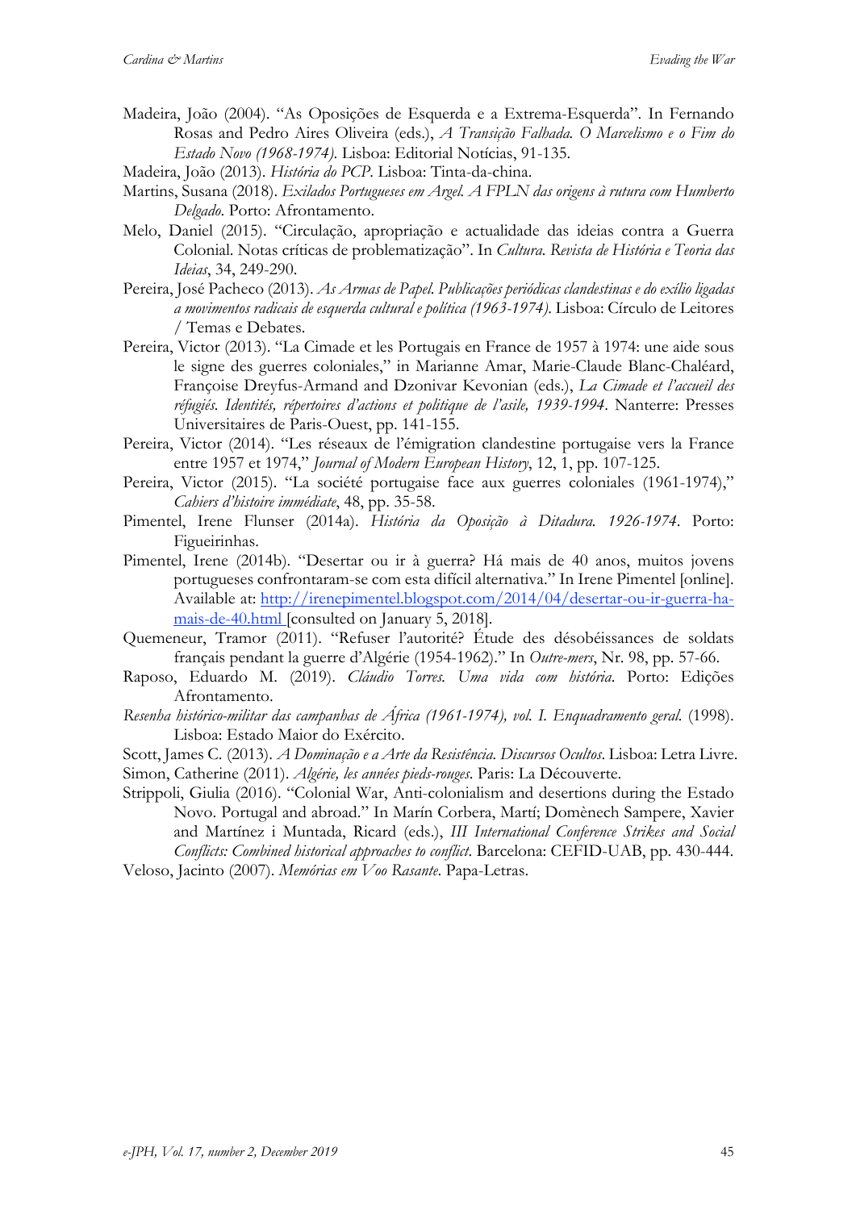Madeira, João (2004). "As Oposições de Esquerda e a Extrema-Esquerda". In Fernando Rosas and Pedro Aires Oliveira (eds.), *A Transição Falhada. O Marcelismo e o Fim do Estado Novo (1968-1974)*. Lisboa: Editorial Notícias, 91-135.

Madeira, João (2013). *História do PCP*. Lisboa: Tinta-da-china.

Martins, Susana (2018). *Exilados Portugueses em Argel. A FPLN das origens à rutura com Humberto Delgado*. Porto: Afrontamento.

Melo, Daniel (2015). "Circulação, apropriação e actualidade das ideias contra a Guerra Colonial. Notas críticas de problematização". In *Cultura. Revista de História e Teoria das Ideias*, 34, 249-290.

Pereira, José Pacheco (2013). *As Armas de Papel. Publicações periódicas clandestinas e do exílio ligadas a movimentos radicais de esquerda cultural e política (1963-1974)*. Lisboa: Círculo de Leitores / Temas e Debates.

Pereira, Victor (2013). "La Cimade et les Portugais en France de 1957 à 1974: une aide sous le signe des guerres coloniales," in Marianne Amar, Marie-Claude Blanc-Chaléard, Françoise Dreyfus-Armand and Dzonivar Kevonian (eds.), *La Cimade et l'accueil des réfugiés. Identités, répertoires d'actions et politique de l'asile, 1939-1994*. Nanterre: Presses Universitaires de Paris-Ouest, pp. 141-155.

Pereira, Victor (2014). "Les réseaux de l'émigration clandestine portugaise vers la France entre 1957 et 1974," *Journal of Modern European History*, 12, 1, pp. 107-125.

Pereira, Victor (2015). "La société portugaise face aux guerres coloniales (1961-1974)," *Cahiers d'histoire immédiate*, 48, pp. 35-58.

Pimentel, Irene Flunser (2014a). *História da Oposição à Ditadura. 1926-1974*. Porto: Figueirinhas.

Pimentel, Irene (2014b). "Desertar ou ir à guerra? Há mais de 40 anos, muitos jovens portugueses confrontaram-se com esta difícil alternativa." In Irene Pimentel [online]. Available at: http://irenepimentel.blogspot.com/2014/04/desertar-ou-ir-guerra-ha-mais-de-40.html [consulted on January 5, 2018].

Quemeneur, Tramor (2011). "Refuser l'autorité? Étude des désobéissances de soldats français pendant la guerre d'Algérie (1954-1962)." In *Outre-mers*, Nr. 98, pp. 57-66.

Raposo, Eduardo M. (2019). *Cláudio Torres. Uma vida com história*. Porto: Edições Afrontamento.

*Resenha histórico-militar das campanhas de África (1961-1974), vol. I. Enquadramento geral.* (1998). Lisboa: Estado Maior do Exército.

Scott, James C. (2013). *A Dominação e a Arte da Resistência. Discursos Ocultos*. Lisboa: Letra Livre.

Simon, Catherine (2011). *Algérie, les années pieds-rouges*. Paris: La Découverte.

Strippoli, Giulia (2016). "Colonial War, Anti-colonialism and desertions during the Estado Novo. Portugal and abroad." In Marín Corbera, Martí; Domènech Sampere, Xavier and Martínez i Muntada, Ricard (eds.), *III International Conference Strikes and Social Conflicts: Combined historical approaches to conflict*. Barcelona: CEFID-UAB, pp. 430-444.

Veloso, Jacinto (2007). *Memórias em Voo Rasante*. Papa-Letras.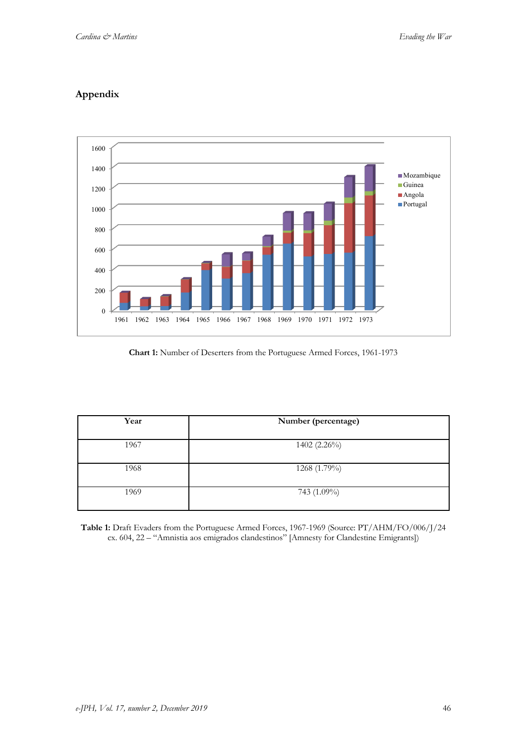## Appendix

**Chart 1:** Number of Deserters from the Portuguese Armed Forces, 1961-1973

| Year | Number (percentage) |
|---|---|
| 1967 | 1402 (2.26%) |
| 1968 | 1268 (1.79%) |
| 1969 | 743 (1.09%) |

**Table 1:** Draft Evaders from the Portuguese Armed Forces, 1967-1969 (Source: PT/AHM/FO/006/J/24 cx. 604, 22 – "Amnistia aos emigrados clandestinos" [Amnesty for Clandestine Emigrants])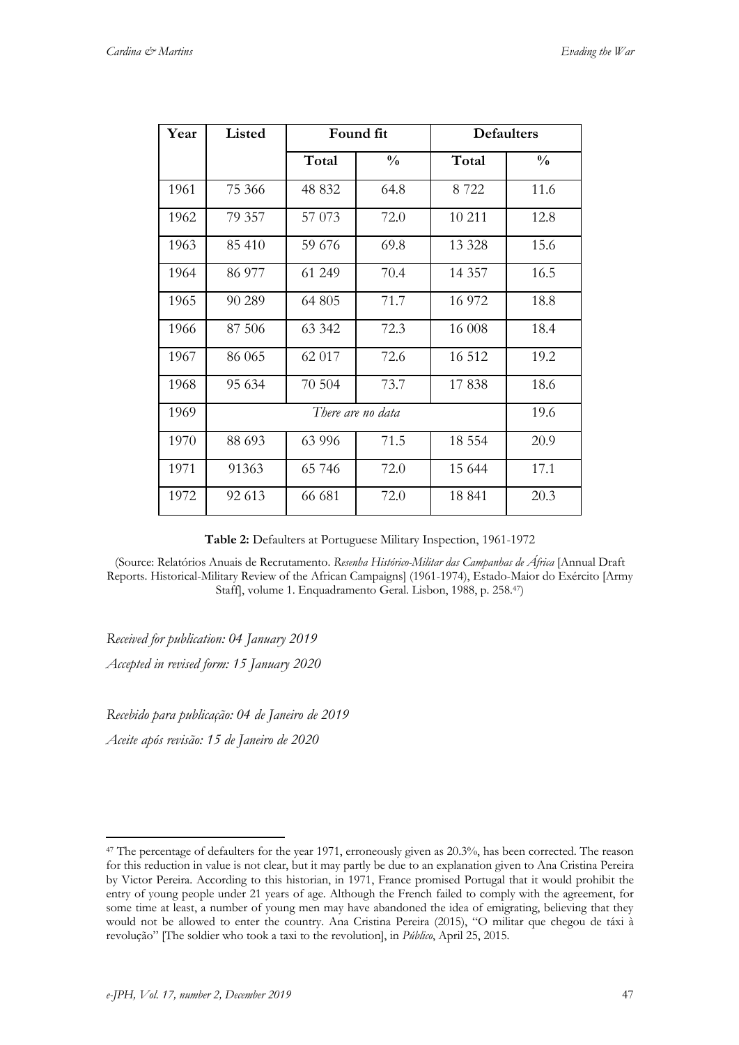| Year | Listed | Found fit | | Defaulters | |
|---|---|---|---|---|---|
| | | Total | % | Total | % |
| 1961 | 75 366 | 48 832 | 64.8 | 8 722 | 11.6 |
| 1962 | 79 357 | 57 073 | 72.0 | 10 211 | 12.8 |
| 1963 | 85 410 | 59 676 | 69.8 | 13 328 | 15.6 |
| 1964 | 86 977 | 61 249 | 70.4 | 14 357 | 16.5 |
| 1965 | 90 289 | 64 805 | 71.7 | 16 972 | 18.8 |
| 1966 | 87 506 | 63 342 | 72.3 | 16 008 | 18.4 |
| 1967 | 86 065 | 62 017 | 72.6 | 16 512 | 19.2 |
| 1968 | 95 634 | 70 504 | 73.7 | 17 838 | 18.6 |
| 1969 | *There are no data* | | | | 19.6 |
| 1970 | 88 693 | 63 996 | 71.5 | 18 554 | 20.9 |
| 1971 | 91363 | 65 746 | 72.0 | 15 644 | 17.1 |
| 1972 | 92 613 | 66 681 | 72.0 | 18 841 | 20.3 |

**Table 2:** Defaulters at Portuguese Military Inspection, 1961-1972

(Source: Relatórios Anuais de Recrutamento. *Resenha Histórico-Militar das Campanhas de África* [Annual Draft Reports. Historical-Military Review of the African Campaigns] (1961-1974), Estado-Maior do Exército [Army Staff], volume 1. Enquadramento Geral. Lisbon, 1988, p. 258.[47])

*Received for publication: 04 January 2019*

*Accepted in revised form: 15 January 2020*

*Recebido para publicação: 04 de Janeiro de 2019*

*Aceite após revisão: 15 de Janeiro de 2020*

---

[47] The percentage of defaulters for the year 1971, erroneously given as 20.3%, has been corrected. The reason for this reduction in value is not clear, but it may partly be due to an explanation given to Ana Cristina Pereira by Victor Pereira. According to this historian, in 1971, France promised Portugal that it would prohibit the entry of young people under 21 years of age. Although the French failed to comply with the agreement, for some time at least, a number of young men may have abandoned the idea of emigrating, believing that they would not be allowed to enter the country. Ana Cristina Pereira (2015), "O militar que chegou de táxi à revolução" [The soldier who took a taxi to the revolution], in *Público*, April 25, 2015.